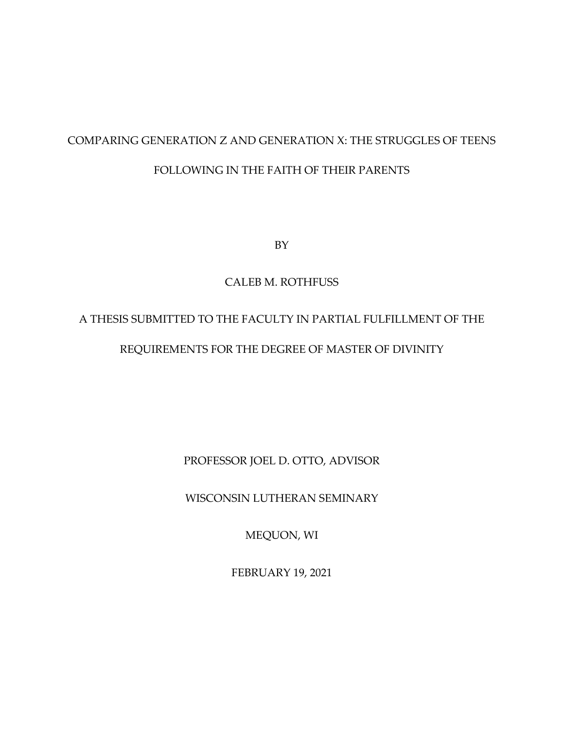# COMPARING GENERATION Z AND GENERATION X: THE STRUGGLES OF TEENS FOLLOWING IN THE FAITH OF THEIR PARENTS

BY

CALEB M. ROTHFUSS

A THESIS SUBMITTED TO THE FACULTY IN PARTIAL FULFILLMENT OF THE REQUIREMENTS FOR THE DEGREE OF MASTER OF DIVINITY

PROFESSOR JOEL D. OTTO, ADVISOR

WISCONSIN LUTHERAN SEMINARY

MEQUON, WI

FEBRUARY 19, 2021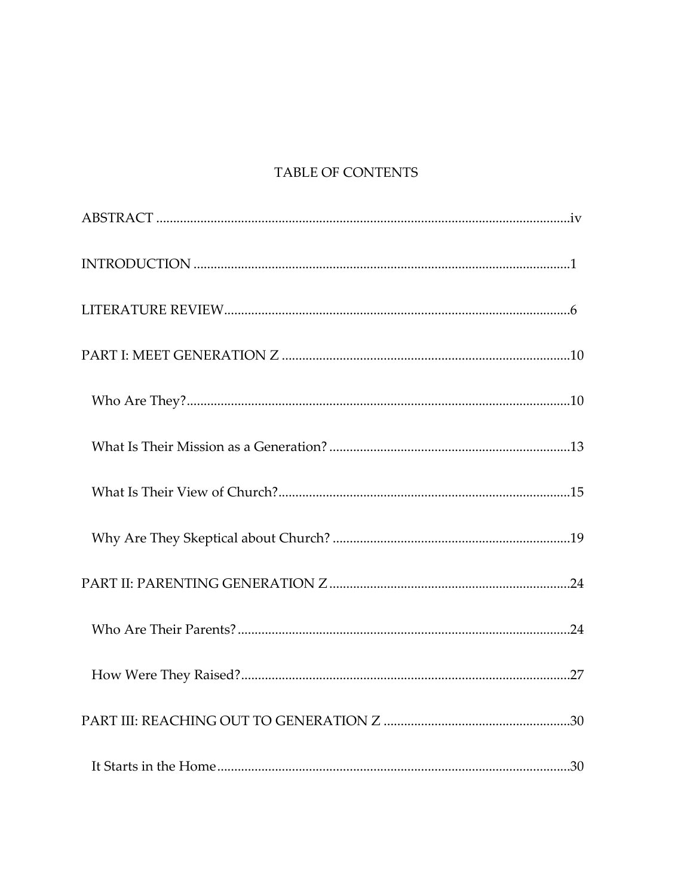# TABLE OF CONTENTS

ABSTRACT .......... iv

INTRODUCTION .......... 1

LITERATURE REVIEW .......... 6

PART I: MEET GENERATION Z .......... 10

- Who Are They? .......... 10
- What Is Their Mission as a Generation? .......... 13
- What Is Their View of Church? .......... 15
- Why Are They Skeptical about Church? .......... 19

PART II: PARENTING GENERATION Z .......... 24

- Who Are Their Parents? .......... 24
- How Were They Raised? .......... 27

PART III: REACHING OUT TO GENERATION Z .......... 30

- It Starts in the Home .......... 30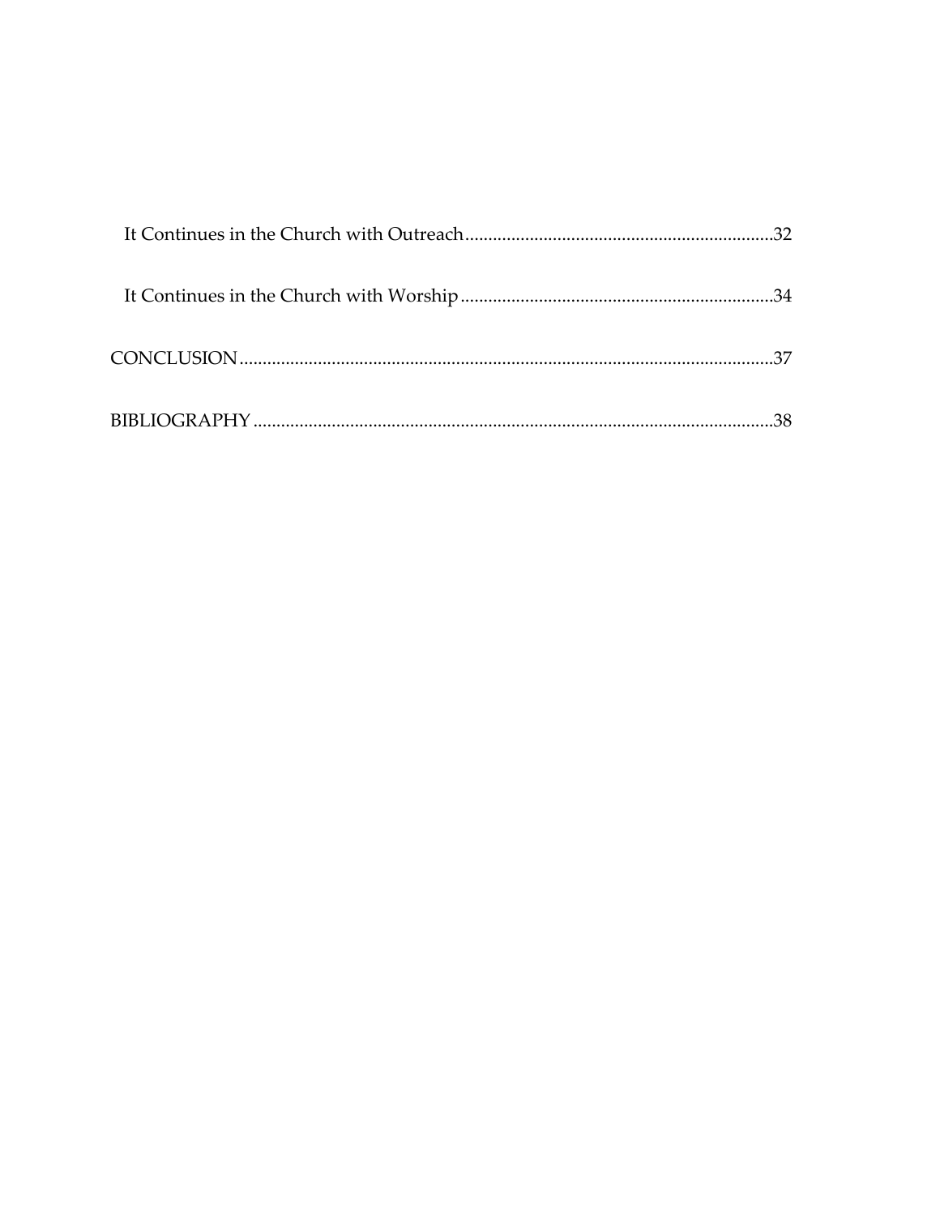It Continues in the Church with Outreach....................................................................32

It Continues in the Church with Worship....................................................................34

CONCLUSION....................................................................................................................37

BIBLIOGRAPHY.................................................................................................................38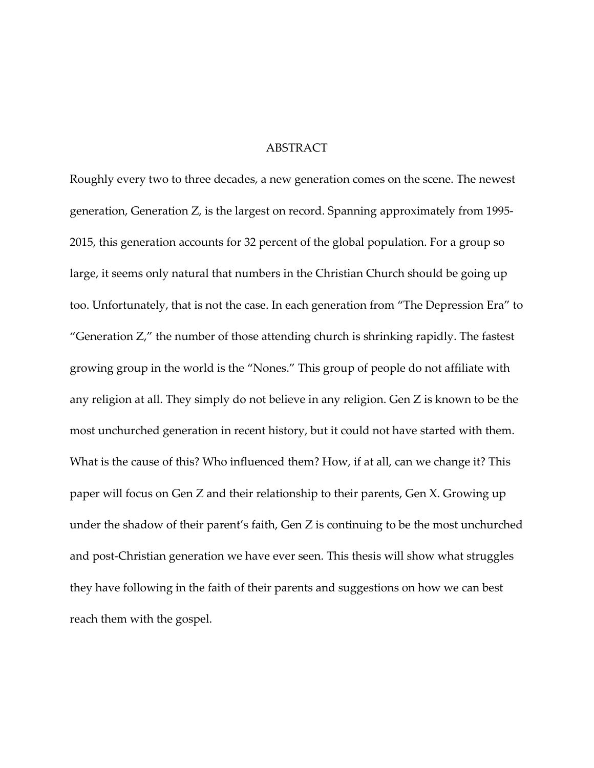# ABSTRACT

Roughly every two to three decades, a new generation comes on the scene. The newest generation, Generation Z, is the largest on record. Spanning approximately from 1995-2015, this generation accounts for 32 percent of the global population. For a group so large, it seems only natural that numbers in the Christian Church should be going up too. Unfortunately, that is not the case. In each generation from "The Depression Era" to "Generation Z," the number of those attending church is shrinking rapidly. The fastest growing group in the world is the "Nones." This group of people do not affiliate with any religion at all. They simply do not believe in any religion. Gen Z is known to be the most unchurched generation in recent history, but it could not have started with them. What is the cause of this? Who influenced them? How, if at all, can we change it? This paper will focus on Gen Z and their relationship to their parents, Gen X. Growing up under the shadow of their parent's faith, Gen Z is continuing to be the most unchurched and post-Christian generation we have ever seen. This thesis will show what struggles they have following in the faith of their parents and suggestions on how we can best reach them with the gospel.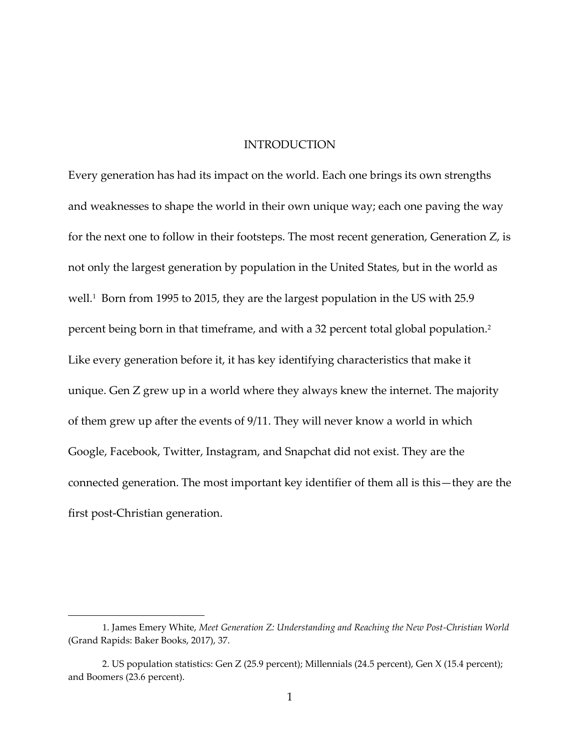# INTRODUCTION

Every generation has had its impact on the world. Each one brings its own strengths and weaknesses to shape the world in their own unique way; each one paving the way for the next one to follow in their footsteps. The most recent generation, Generation Z, is not only the largest generation by population in the United States, but in the world as well.[1] Born from 1995 to 2015, they are the largest population in the US with 25.9 percent being born in that timeframe, and with a 32 percent total global population.[2] Like every generation before it, it has key identifying characteristics that make it unique. Gen Z grew up in a world where they always knew the internet. The majority of them grew up after the events of 9/11. They will never know a world in which Google, Facebook, Twitter, Instagram, and Snapchat did not exist. They are the connected generation. The most important key identifier of them all is this—they are the first post-Christian generation.

---

1. James Emery White, *Meet Generation Z: Understanding and Reaching the New Post-Christian World* (Grand Rapids: Baker Books, 2017), 37.

2. US population statistics: Gen Z (25.9 percent); Millennials (24.5 percent), Gen X (15.4 percent); and Boomers (23.6 percent).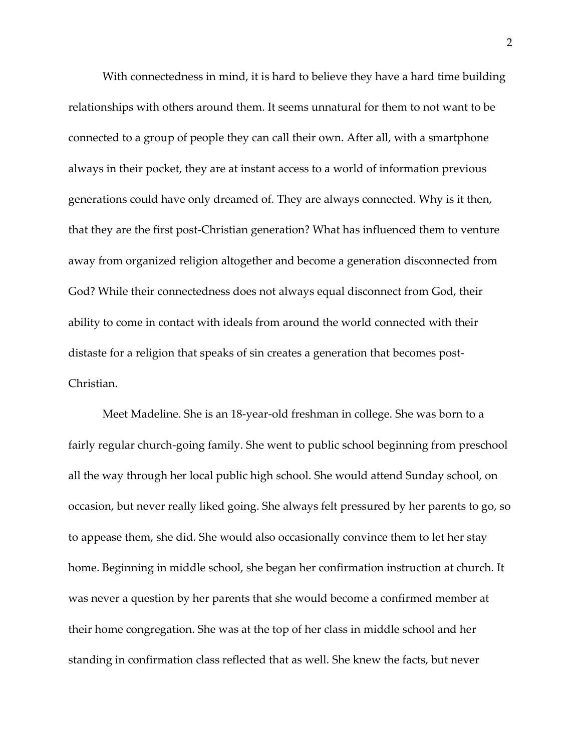With connectedness in mind, it is hard to believe they have a hard time building relationships with others around them. It seems unnatural for them to not want to be connected to a group of people they can call their own. After all, with a smartphone always in their pocket, they are at instant access to a world of information previous generations could have only dreamed of. They are always connected. Why is it then, that they are the first post-Christian generation? What has influenced them to venture away from organized religion altogether and become a generation disconnected from God? While their connectedness does not always equal disconnect from God, their ability to come in contact with ideals from around the world connected with their distaste for a religion that speaks of sin creates a generation that becomes post-Christian.

Meet Madeline. She is an 18-year-old freshman in college. She was born to a fairly regular church-going family. She went to public school beginning from preschool all the way through her local public high school. She would attend Sunday school, on occasion, but never really liked going. She always felt pressured by her parents to go, so to appease them, she did. She would also occasionally convince them to let her stay home. Beginning in middle school, she began her confirmation instruction at church. It was never a question by her parents that she would become a confirmed member at their home congregation. She was at the top of her class in middle school and her standing in confirmation class reflected that as well. She knew the facts, but never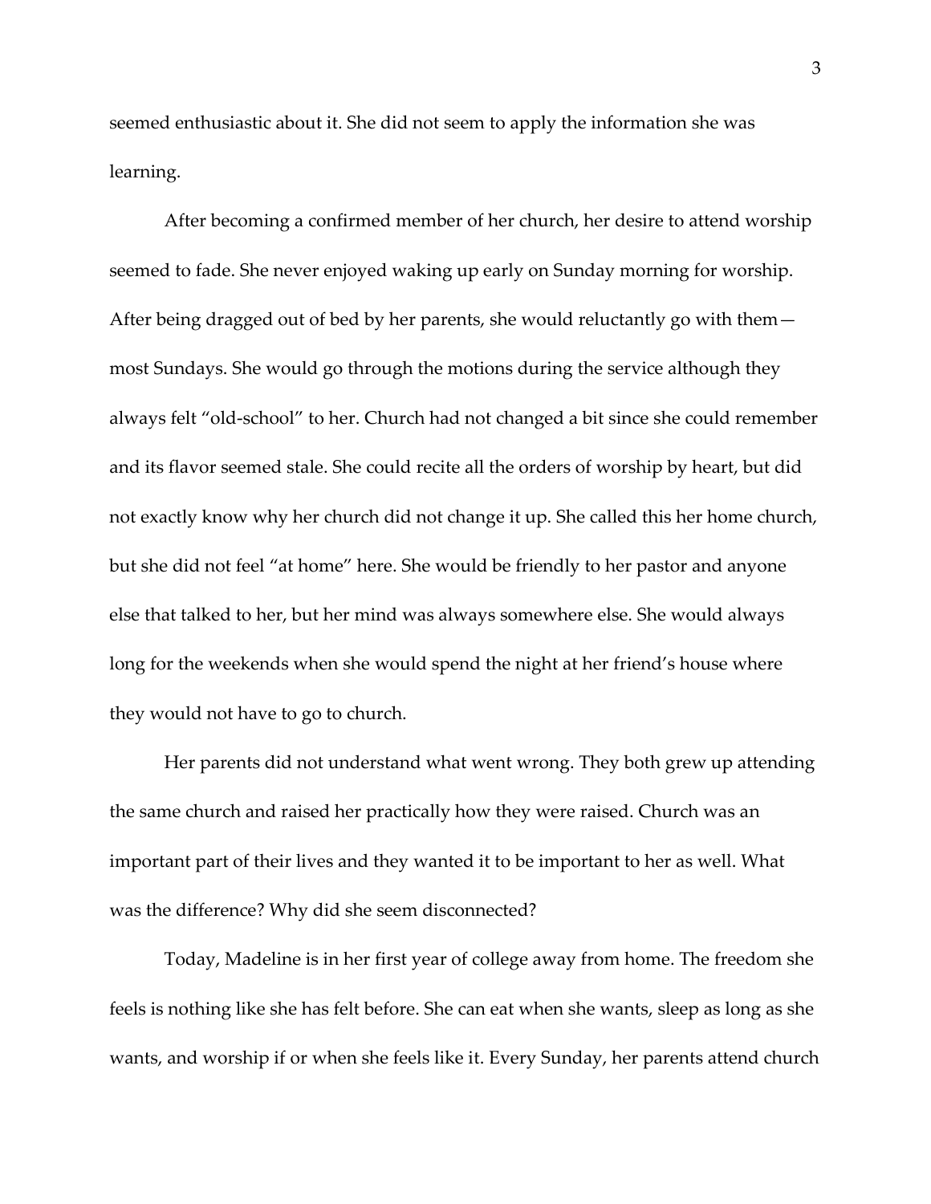seemed enthusiastic about it. She did not seem to apply the information she was learning.

After becoming a confirmed member of her church, her desire to attend worship seemed to fade. She never enjoyed waking up early on Sunday morning for worship. After being dragged out of bed by her parents, she would reluctantly go with them—most Sundays. She would go through the motions during the service although they always felt "old-school" to her. Church had not changed a bit since she could remember and its flavor seemed stale. She could recite all the orders of worship by heart, but did not exactly know why her church did not change it up. She called this her home church, but she did not feel "at home" here. She would be friendly to her pastor and anyone else that talked to her, but her mind was always somewhere else. She would always long for the weekends when she would spend the night at her friend's house where they would not have to go to church.

Her parents did not understand what went wrong. They both grew up attending the same church and raised her practically how they were raised. Church was an important part of their lives and they wanted it to be important to her as well. What was the difference? Why did she seem disconnected?

Today, Madeline is in her first year of college away from home. The freedom she feels is nothing like she has felt before. She can eat when she wants, sleep as long as she wants, and worship if or when she feels like it. Every Sunday, her parents attend church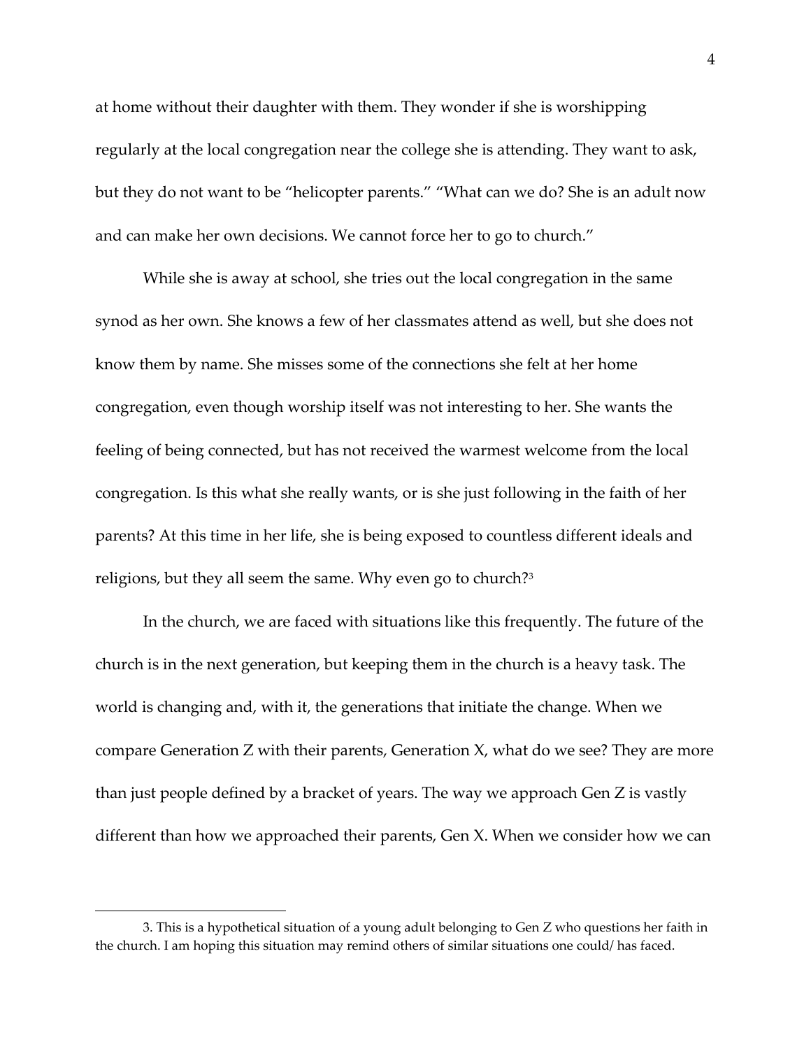at home without their daughter with them. They wonder if she is worshipping regularly at the local congregation near the college she is attending. They want to ask, but they do not want to be "helicopter parents." "What can we do? She is an adult now and can make her own decisions. We cannot force her to go to church."

While she is away at school, she tries out the local congregation in the same synod as her own. She knows a few of her classmates attend as well, but she does not know them by name. She misses some of the connections she felt at her home congregation, even though worship itself was not interesting to her. She wants the feeling of being connected, but has not received the warmest welcome from the local congregation. Is this what she really wants, or is she just following in the faith of her parents? At this time in her life, she is being exposed to countless different ideals and religions, but they all seem the same. Why even go to church?[3]

In the church, we are faced with situations like this frequently. The future of the church is in the next generation, but keeping them in the church is a heavy task. The world is changing and, with it, the generations that initiate the change. When we compare Generation Z with their parents, Generation X, what do we see? They are more than just people defined by a bracket of years. The way we approach Gen Z is vastly different than how we approached their parents, Gen X. When we consider how we can

---

3. This is a hypothetical situation of a young adult belonging to Gen Z who questions her faith in the church. I am hoping this situation may remind others of similar situations one could/ has faced.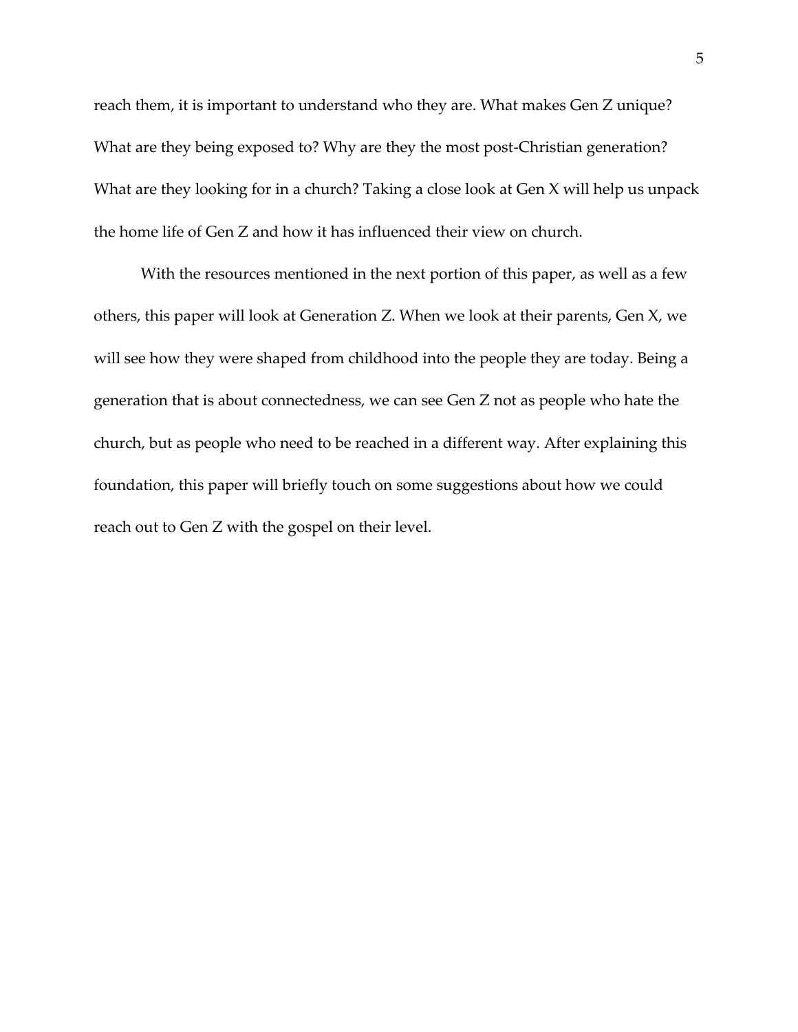reach them, it is important to understand who they are. What makes Gen Z unique? What are they being exposed to? Why are they the most post-Christian generation? What are they looking for in a church? Taking a close look at Gen X will help us unpack the home life of Gen Z and how it has influenced their view on church.

With the resources mentioned in the next portion of this paper, as well as a few others, this paper will look at Generation Z. When we look at their parents, Gen X, we will see how they were shaped from childhood into the people they are today. Being a generation that is about connectedness, we can see Gen Z not as people who hate the church, but as people who need to be reached in a different way. After explaining this foundation, this paper will briefly touch on some suggestions about how we could reach out to Gen Z with the gospel on their level.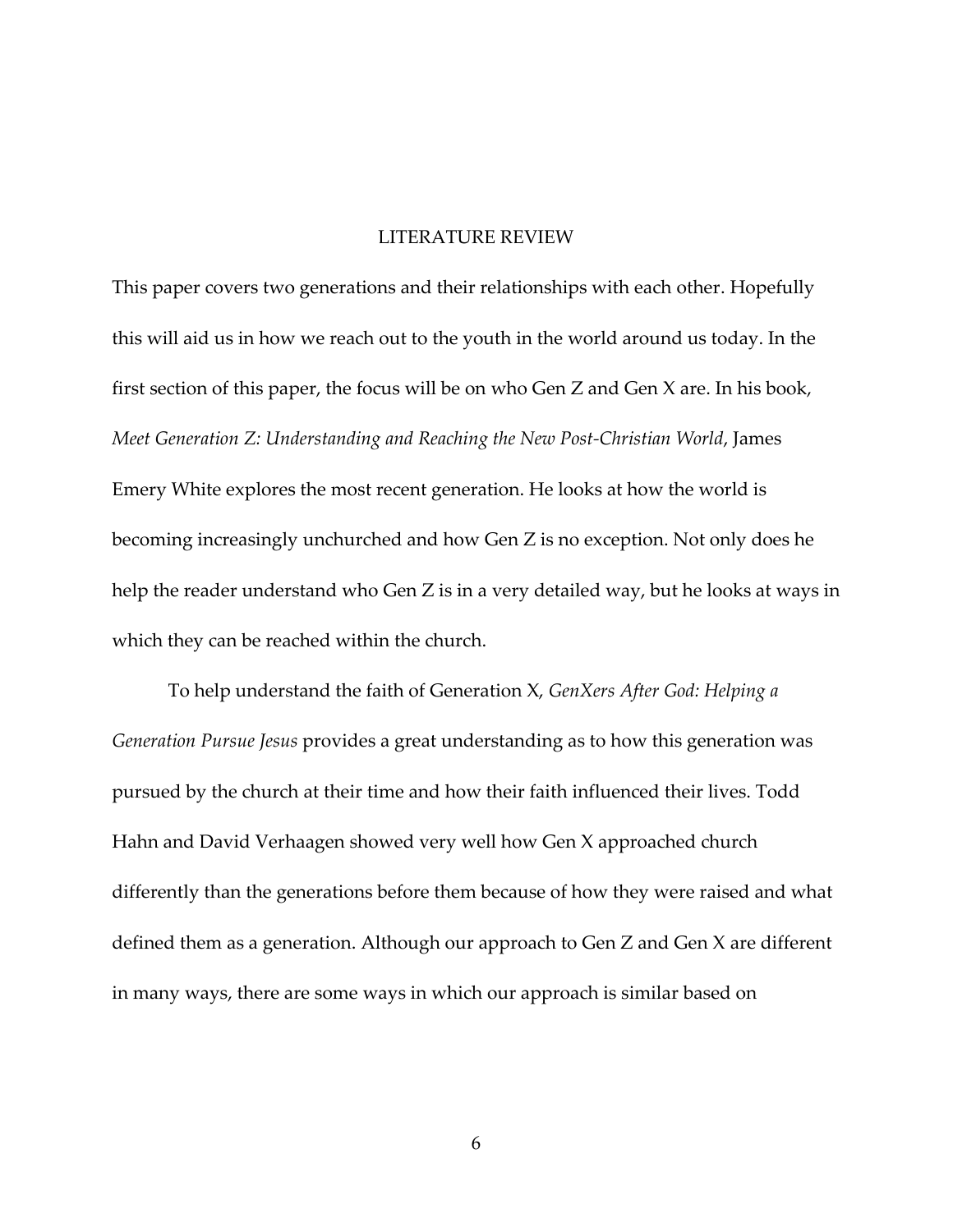# LITERATURE REVIEW

This paper covers two generations and their relationships with each other. Hopefully this will aid us in how we reach out to the youth in the world around us today. In the first section of this paper, the focus will be on who Gen Z and Gen X are. In his book, *Meet Generation Z: Understanding and Reaching the New Post-Christian World*, James Emery White explores the most recent generation. He looks at how the world is becoming increasingly unchurched and how Gen Z is no exception. Not only does he help the reader understand who Gen Z is in a very detailed way, but he looks at ways in which they can be reached within the church.

To help understand the faith of Generation X, *GenXers After God: Helping a Generation Pursue Jesus* provides a great understanding as to how this generation was pursued by the church at their time and how their faith influenced their lives. Todd Hahn and David Verhaagen showed very well how Gen X approached church differently than the generations before them because of how they were raised and what defined them as a generation. Although our approach to Gen Z and Gen X are different in many ways, there are some ways in which our approach is similar based on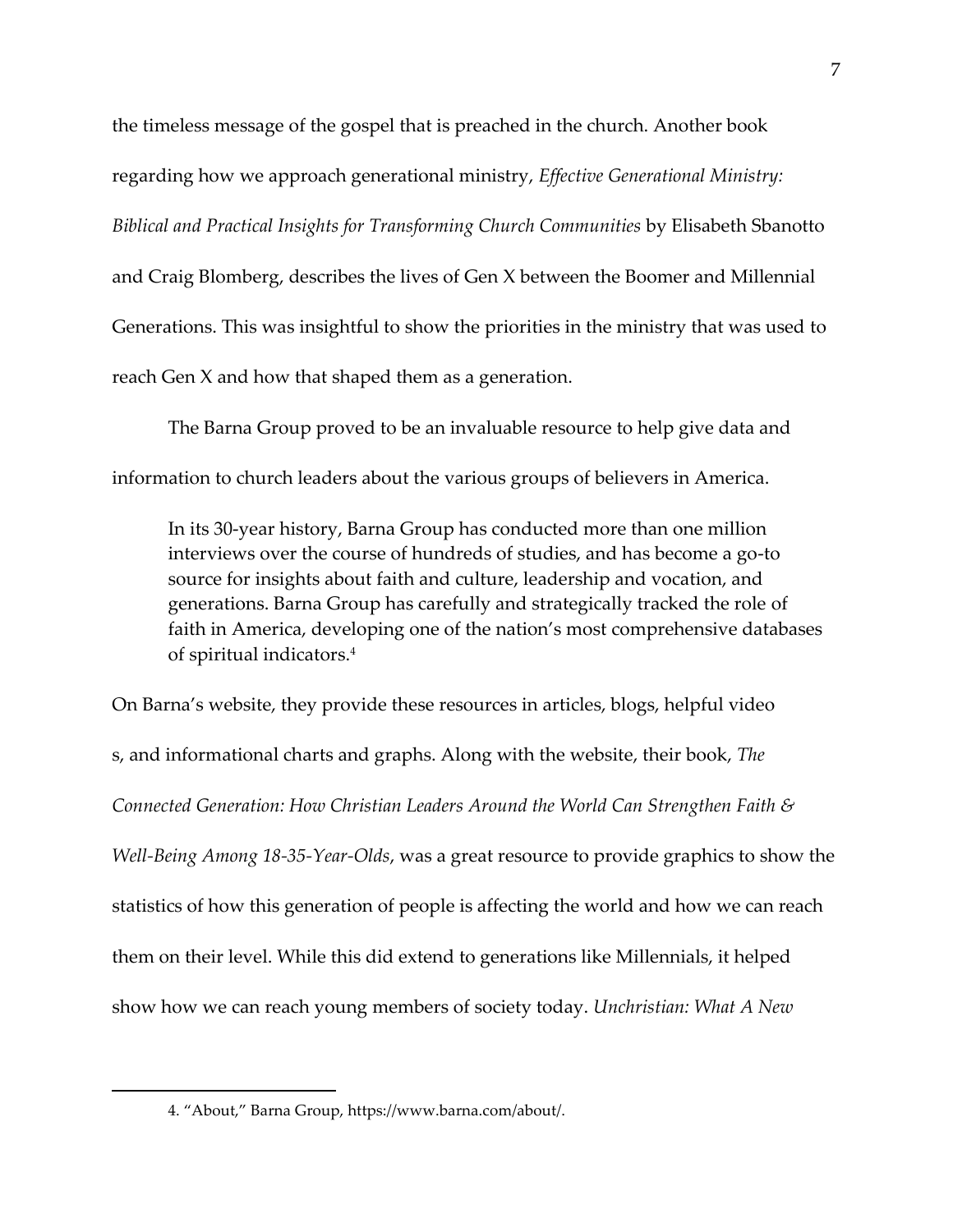the timeless message of the gospel that is preached in the church. Another book regarding how we approach generational ministry, *Effective Generational Ministry: Biblical and Practical Insights for Transforming Church Communities* by Elisabeth Sbanotto and Craig Blomberg, describes the lives of Gen X between the Boomer and Millennial Generations. This was insightful to show the priorities in the ministry that was used to reach Gen X and how that shaped them as a generation.

The Barna Group proved to be an invaluable resource to help give data and information to church leaders about the various groups of believers in America.

> In its 30-year history, Barna Group has conducted more than one million interviews over the course of hundreds of studies, and has become a go-to source for insights about faith and culture, leadership and vocation, and generations. Barna Group has carefully and strategically tracked the role of faith in America, developing one of the nation's most comprehensive databases of spiritual indicators.[4]

On Barna's website, they provide these resources in articles, blogs, helpful video s, and informational charts and graphs. Along with the website, their book, *The Connected Generation: How Christian Leaders Around the World Can Strengthen Faith & Well-Being Among 18-35-Year-Olds*, was a great resource to provide graphics to show the statistics of how this generation of people is affecting the world and how we can reach them on their level. While this did extend to generations like Millennials, it helped show how we can reach young members of society today. *Unchristian: What A New*

4. "About," Barna Group, https://www.barna.com/about/.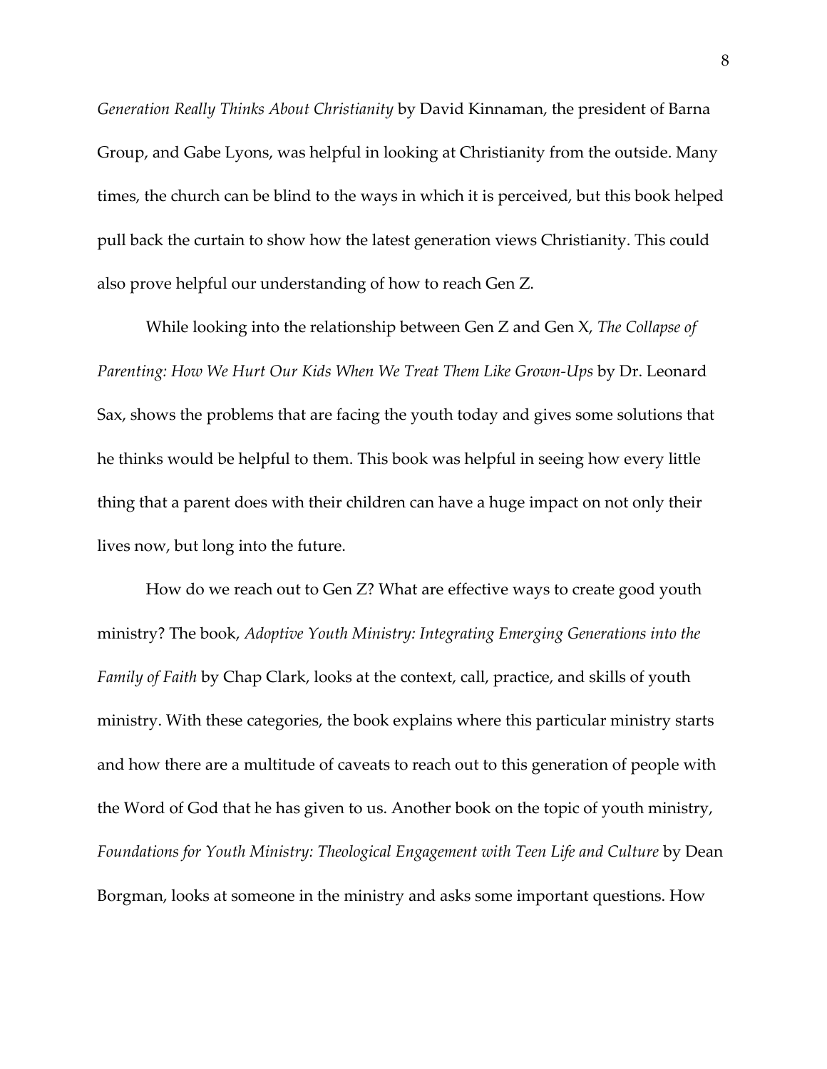*Generation Really Thinks About Christianity* by David Kinnaman, the president of Barna Group, and Gabe Lyons, was helpful in looking at Christianity from the outside. Many times, the church can be blind to the ways in which it is perceived, but this book helped pull back the curtain to show how the latest generation views Christianity. This could also prove helpful our understanding of how to reach Gen Z.

While looking into the relationship between Gen Z and Gen X, *The Collapse of Parenting: How We Hurt Our Kids When We Treat Them Like Grown-Ups* by Dr. Leonard Sax, shows the problems that are facing the youth today and gives some solutions that he thinks would be helpful to them. This book was helpful in seeing how every little thing that a parent does with their children can have a huge impact on not only their lives now, but long into the future.

How do we reach out to Gen Z? What are effective ways to create good youth ministry? The book, *Adoptive Youth Ministry: Integrating Emerging Generations into the Family of Faith* by Chap Clark, looks at the context, call, practice, and skills of youth ministry. With these categories, the book explains where this particular ministry starts and how there are a multitude of caveats to reach out to this generation of people with the Word of God that he has given to us. Another book on the topic of youth ministry, *Foundations for Youth Ministry: Theological Engagement with Teen Life and Culture* by Dean Borgman, looks at someone in the ministry and asks some important questions. How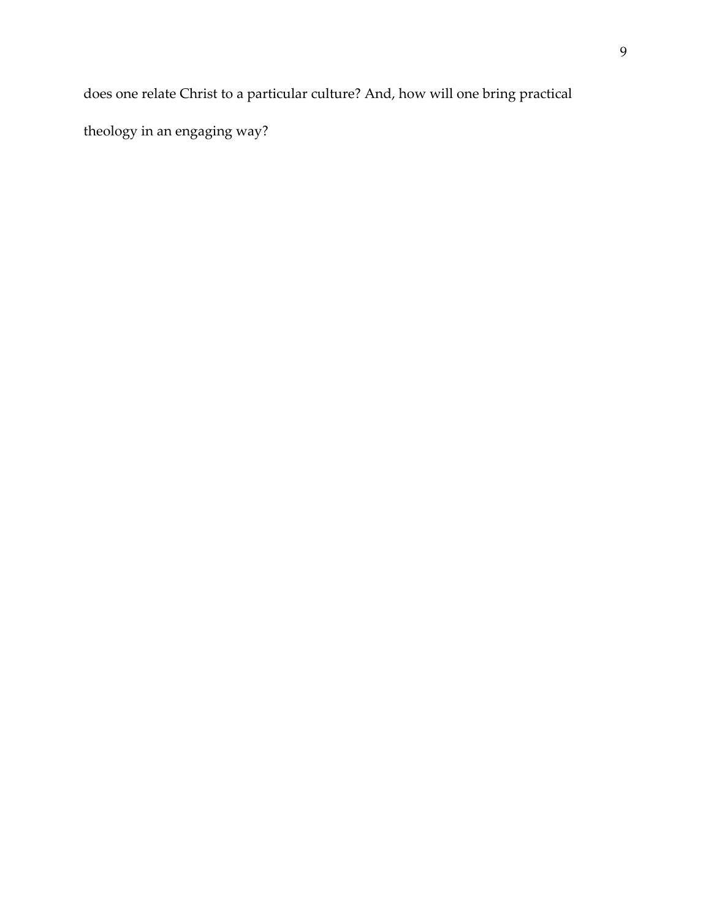does one relate Christ to a particular culture? And, how will one bring practical theology in an engaging way?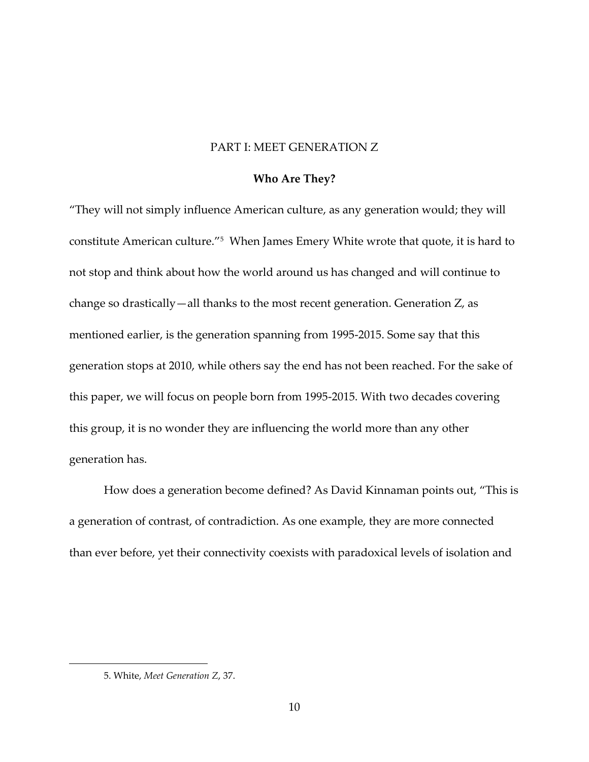# PART I: MEET GENERATION Z

## Who Are They?

"They will not simply influence American culture, as any generation would; they will constitute American culture."[5] When James Emery White wrote that quote, it is hard to not stop and think about how the world around us has changed and will continue to change so drastically—all thanks to the most recent generation. Generation Z, as mentioned earlier, is the generation spanning from 1995-2015. Some say that this generation stops at 2010, while others say the end has not been reached. For the sake of this paper, we will focus on people born from 1995-2015. With two decades covering this group, it is no wonder they are influencing the world more than any other generation has.

How does a generation become defined? As David Kinnaman points out, "This is a generation of contrast, of contradiction. As one example, they are more connected than ever before, yet their connectivity coexists with paradoxical levels of isolation and

---

5. White, *Meet Generation Z*, 37.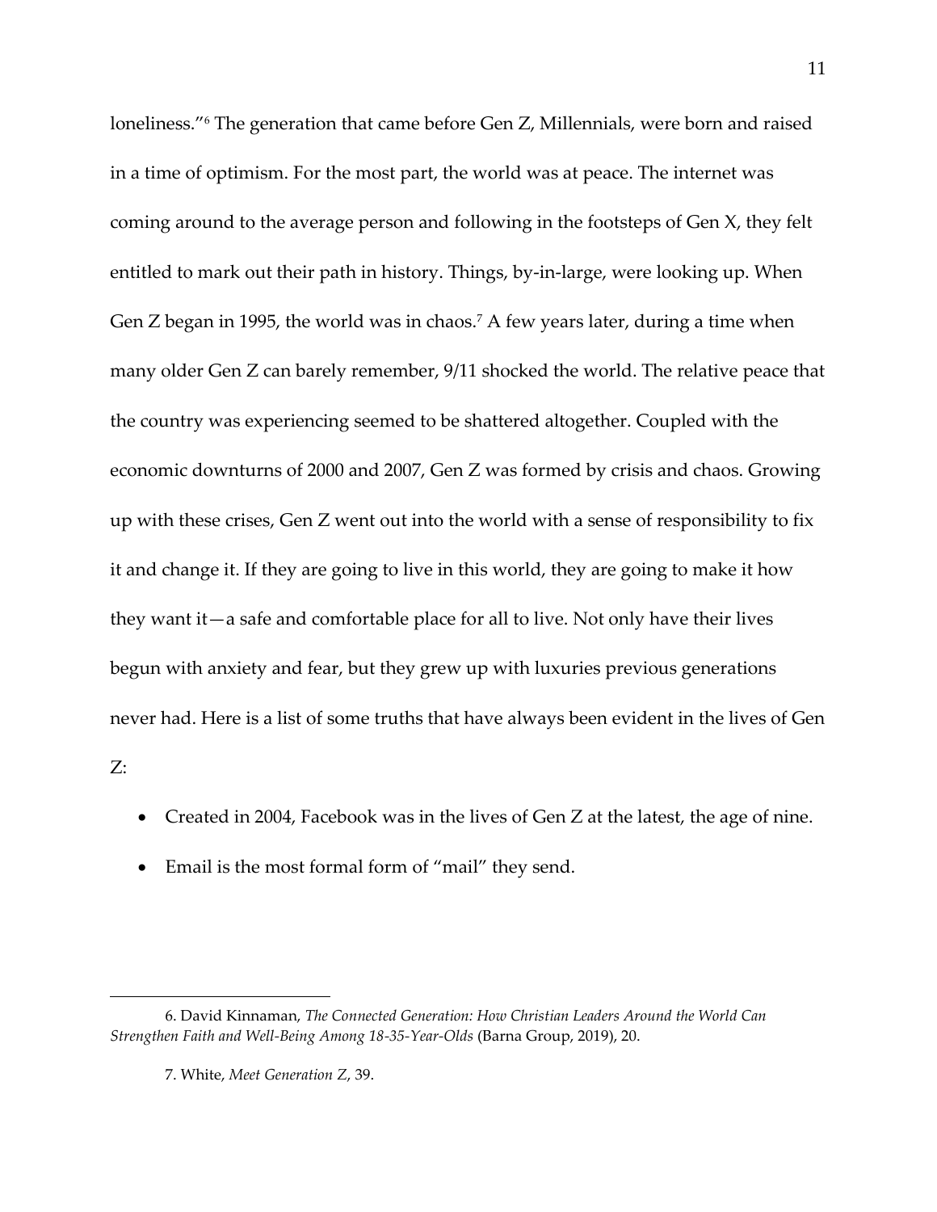loneliness."[6] The generation that came before Gen Z, Millennials, were born and raised in a time of optimism. For the most part, the world was at peace. The internet was coming around to the average person and following in the footsteps of Gen X, they felt entitled to mark out their path in history. Things, by-in-large, were looking up. When Gen Z began in 1995, the world was in chaos.[7] A few years later, during a time when many older Gen Z can barely remember, 9/11 shocked the world. The relative peace that the country was experiencing seemed to be shattered altogether. Coupled with the economic downturns of 2000 and 2007, Gen Z was formed by crisis and chaos. Growing up with these crises, Gen Z went out into the world with a sense of responsibility to fix it and change it. If they are going to live in this world, they are going to make it how they want it—a safe and comfortable place for all to live. Not only have their lives begun with anxiety and fear, but they grew up with luxuries previous generations never had. Here is a list of some truths that have always been evident in the lives of Gen Z:

- Created in 2004, Facebook was in the lives of Gen Z at the latest, the age of nine.
- Email is the most formal form of "mail" they send.

---

6. David Kinnaman, *The Connected Generation: How Christian Leaders Around the World Can Strengthen Faith and Well-Being Among 18-35-Year-Olds* (Barna Group, 2019), 20.

7. White, *Meet Generation Z*, 39.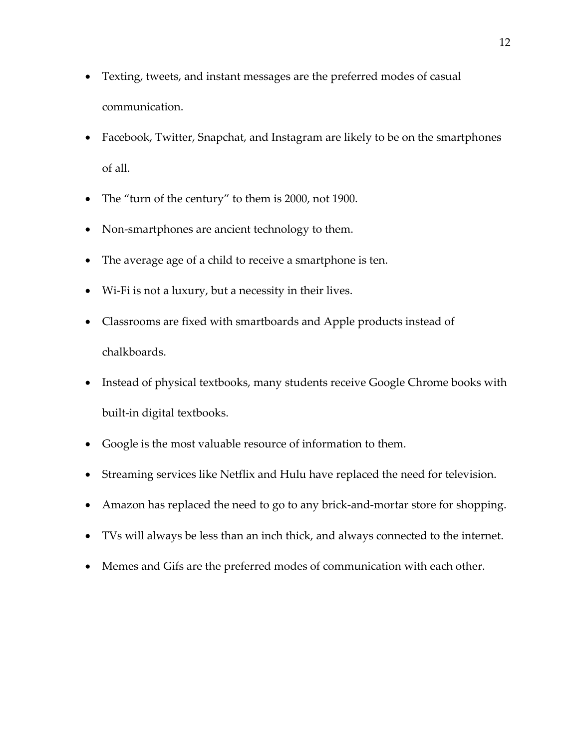- Texting, tweets, and instant messages are the preferred modes of casual communication.
- Facebook, Twitter, Snapchat, and Instagram are likely to be on the smartphones of all.
- The "turn of the century" to them is 2000, not 1900.
- Non-smartphones are ancient technology to them.
- The average age of a child to receive a smartphone is ten.
- Wi-Fi is not a luxury, but a necessity in their lives.
- Classrooms are fixed with smartboards and Apple products instead of chalkboards.
- Instead of physical textbooks, many students receive Google Chrome books with built-in digital textbooks.
- Google is the most valuable resource of information to them.
- Streaming services like Netflix and Hulu have replaced the need for television.
- Amazon has replaced the need to go to any brick-and-mortar store for shopping.
- TVs will always be less than an inch thick, and always connected to the internet.
- Memes and Gifs are the preferred modes of communication with each other.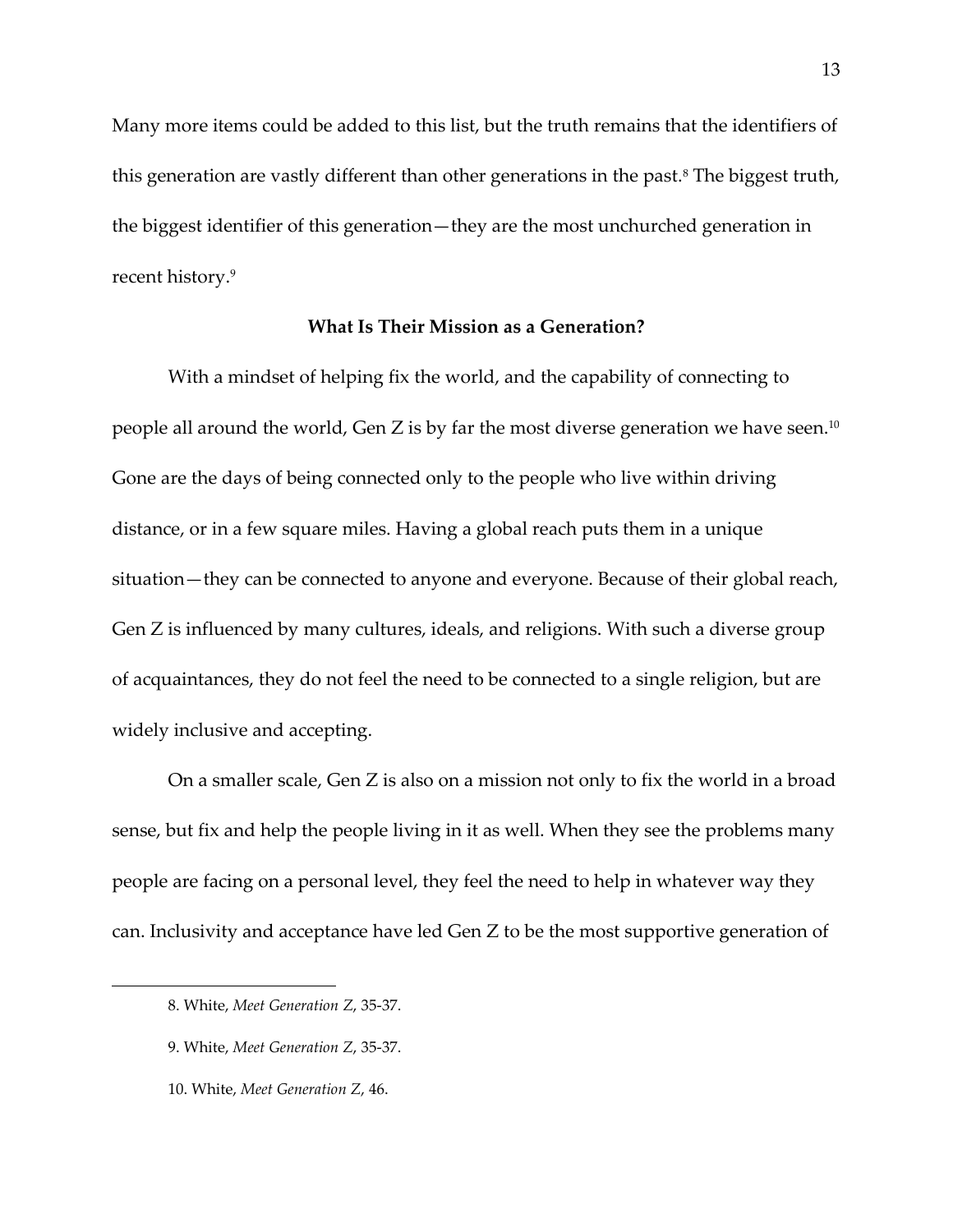Many more items could be added to this list, but the truth remains that the identifiers of this generation are vastly different than other generations in the past.[8] The biggest truth, the biggest identifier of this generation—they are the most unchurched generation in recent history.[9]

### What Is Their Mission as a Generation?

With a mindset of helping fix the world, and the capability of connecting to people all around the world, Gen Z is by far the most diverse generation we have seen.[10] Gone are the days of being connected only to the people who live within driving distance, or in a few square miles. Having a global reach puts them in a unique situation—they can be connected to anyone and everyone. Because of their global reach, Gen Z is influenced by many cultures, ideals, and religions. With such a diverse group of acquaintances, they do not feel the need to be connected to a single religion, but are widely inclusive and accepting.

On a smaller scale, Gen Z is also on a mission not only to fix the world in a broad sense, but fix and help the people living in it as well. When they see the problems many people are facing on a personal level, they feel the need to help in whatever way they can. Inclusivity and acceptance have led Gen Z to be the most supportive generation of

---

8. White, *Meet Generation Z*, 35-37.

9. White, *Meet Generation Z*, 35-37.

10. White, *Meet Generation Z*, 46.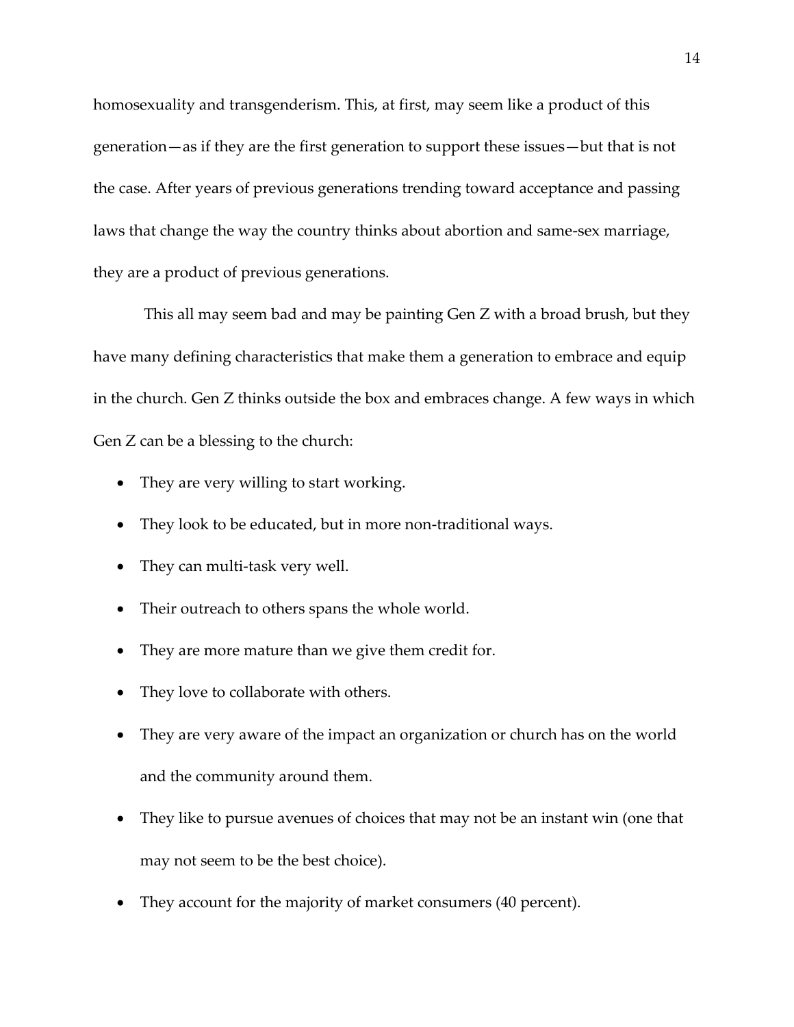homosexuality and transgenderism. This, at first, may seem like a product of this generation—as if they are the first generation to support these issues—but that is not the case. After years of previous generations trending toward acceptance and passing laws that change the way the country thinks about abortion and same-sex marriage, they are a product of previous generations.

This all may seem bad and may be painting Gen Z with a broad brush, but they have many defining characteristics that make them a generation to embrace and equip in the church. Gen Z thinks outside the box and embraces change. A few ways in which Gen Z can be a blessing to the church:

- They are very willing to start working.
- They look to be educated, but in more non-traditional ways.
- They can multi-task very well.
- Their outreach to others spans the whole world.
- They are more mature than we give them credit for.
- They love to collaborate with others.
- They are very aware of the impact an organization or church has on the world and the community around them.
- They like to pursue avenues of choices that may not be an instant win (one that may not seem to be the best choice).
- They account for the majority of market consumers (40 percent).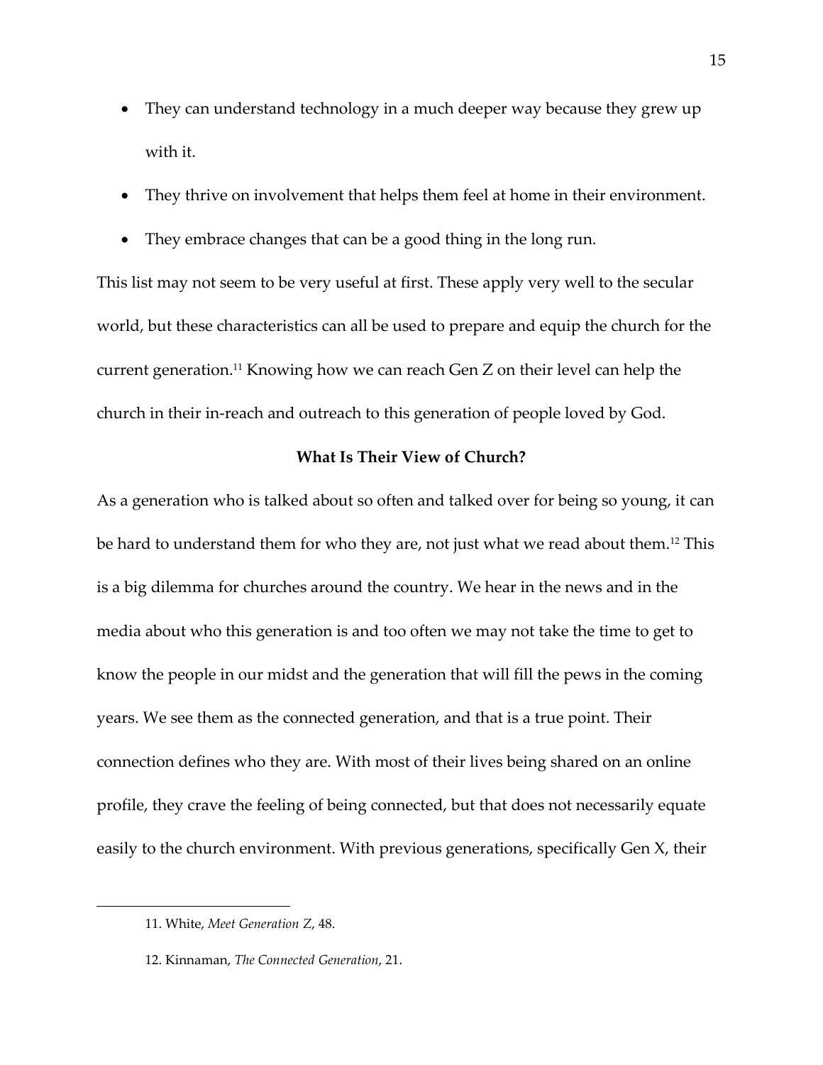- They can understand technology in a much deeper way because they grew up with it.
- They thrive on involvement that helps them feel at home in their environment.
- They embrace changes that can be a good thing in the long run.

This list may not seem to be very useful at first. These apply very well to the secular world, but these characteristics can all be used to prepare and equip the church for the current generation.[11] Knowing how we can reach Gen Z on their level can help the church in their in-reach and outreach to this generation of people loved by God.

### What Is Their View of Church?

As a generation who is talked about so often and talked over for being so young, it can be hard to understand them for who they are, not just what we read about them.[12] This is a big dilemma for churches around the country. We hear in the news and in the media about who this generation is and too often we may not take the time to get to know the people in our midst and the generation that will fill the pews in the coming years. We see them as the connected generation, and that is a true point. Their connection defines who they are. With most of their lives being shared on an online profile, they crave the feeling of being connected, but that does not necessarily equate easily to the church environment. With previous generations, specifically Gen X, their

---

11. White, *Meet Generation Z*, 48.

12. Kinnaman, *The Connected Generation*, 21.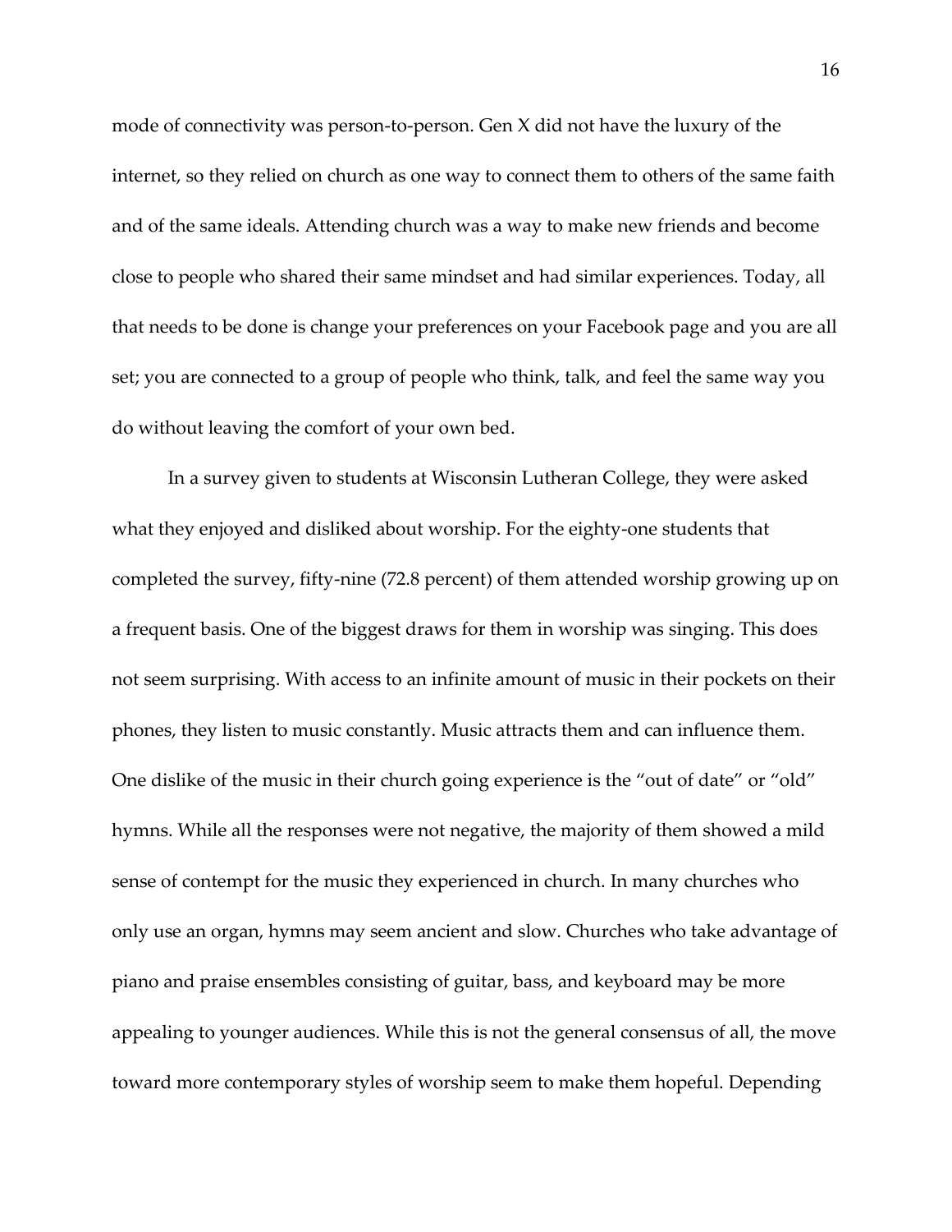mode of connectivity was person-to-person. Gen X did not have the luxury of the internet, so they relied on church as one way to connect them to others of the same faith and of the same ideals. Attending church was a way to make new friends and become close to people who shared their same mindset and had similar experiences. Today, all that needs to be done is change your preferences on your Facebook page and you are all set; you are connected to a group of people who think, talk, and feel the same way you do without leaving the comfort of your own bed.

In a survey given to students at Wisconsin Lutheran College, they were asked what they enjoyed and disliked about worship. For the eighty-one students that completed the survey, fifty-nine (72.8 percent) of them attended worship growing up on a frequent basis. One of the biggest draws for them in worship was singing. This does not seem surprising. With access to an infinite amount of music in their pockets on their phones, they listen to music constantly. Music attracts them and can influence them. One dislike of the music in their church going experience is the "out of date" or "old" hymns. While all the responses were not negative, the majority of them showed a mild sense of contempt for the music they experienced in church. In many churches who only use an organ, hymns may seem ancient and slow. Churches who take advantage of piano and praise ensembles consisting of guitar, bass, and keyboard may be more appealing to younger audiences. While this is not the general consensus of all, the move toward more contemporary styles of worship seem to make them hopeful. Depending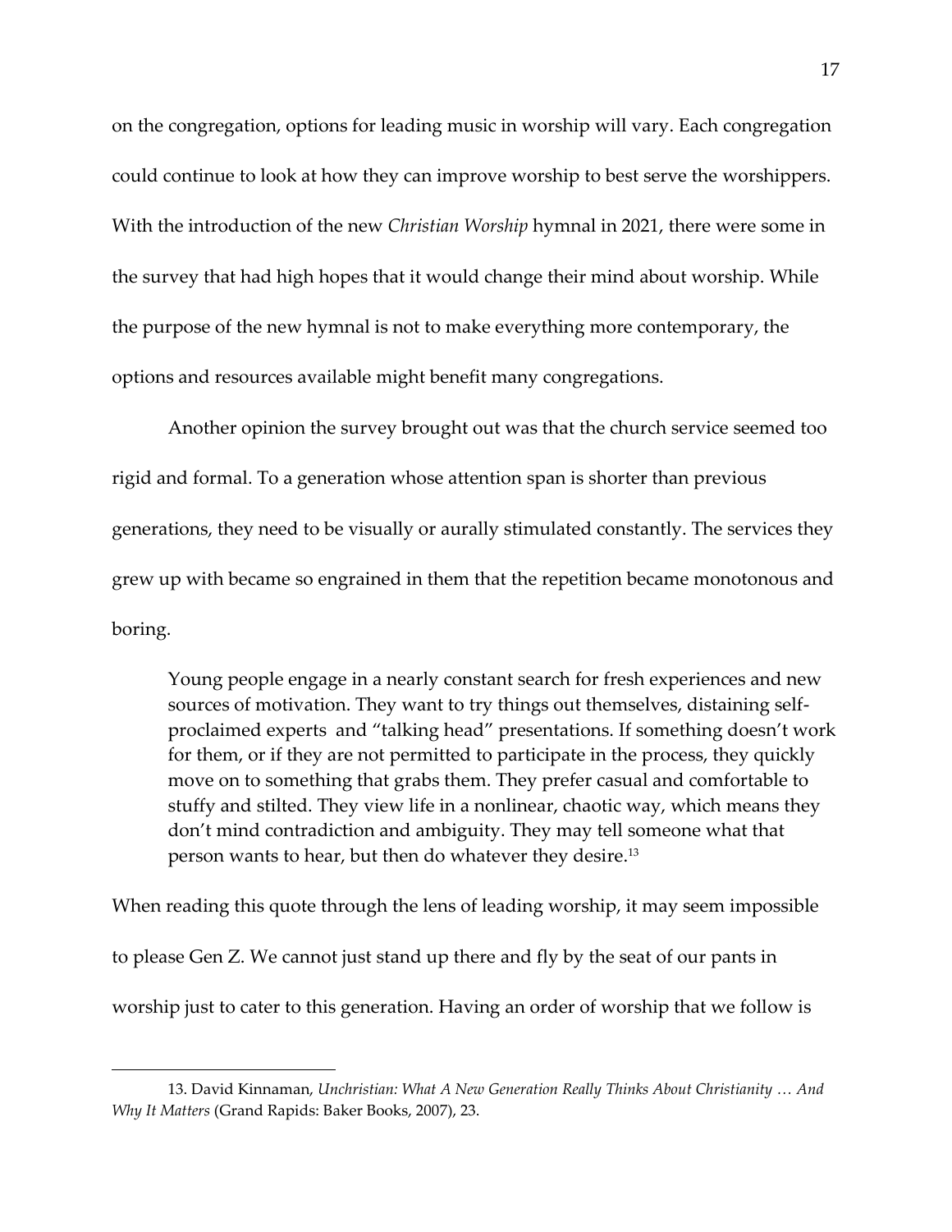on the congregation, options for leading music in worship will vary. Each congregation could continue to look at how they can improve worship to best serve the worshippers. With the introduction of the new *Christian Worship* hymnal in 2021, there were some in the survey that had high hopes that it would change their mind about worship. While the purpose of the new hymnal is not to make everything more contemporary, the options and resources available might benefit many congregations.

Another opinion the survey brought out was that the church service seemed too rigid and formal. To a generation whose attention span is shorter than previous generations, they need to be visually or aurally stimulated constantly. The services they grew up with became so engrained in them that the repetition became monotonous and boring.

> Young people engage in a nearly constant search for fresh experiences and new sources of motivation. They want to try things out themselves, distaining self-proclaimed experts and "talking head" presentations. If something doesn't work for them, or if they are not permitted to participate in the process, they quickly move on to something that grabs them. They prefer casual and comfortable to stuffy and stilted. They view life in a nonlinear, chaotic way, which means they don't mind contradiction and ambiguity. They may tell someone what that person wants to hear, but then do whatever they desire.[13]

When reading this quote through the lens of leading worship, it may seem impossible to please Gen Z. We cannot just stand up there and fly by the seat of our pants in worship just to cater to this generation. Having an order of worship that we follow is

---

13. David Kinnaman, *Unchristian: What A New Generation Really Thinks About Christianity … And Why It Matters* (Grand Rapids: Baker Books, 2007), 23.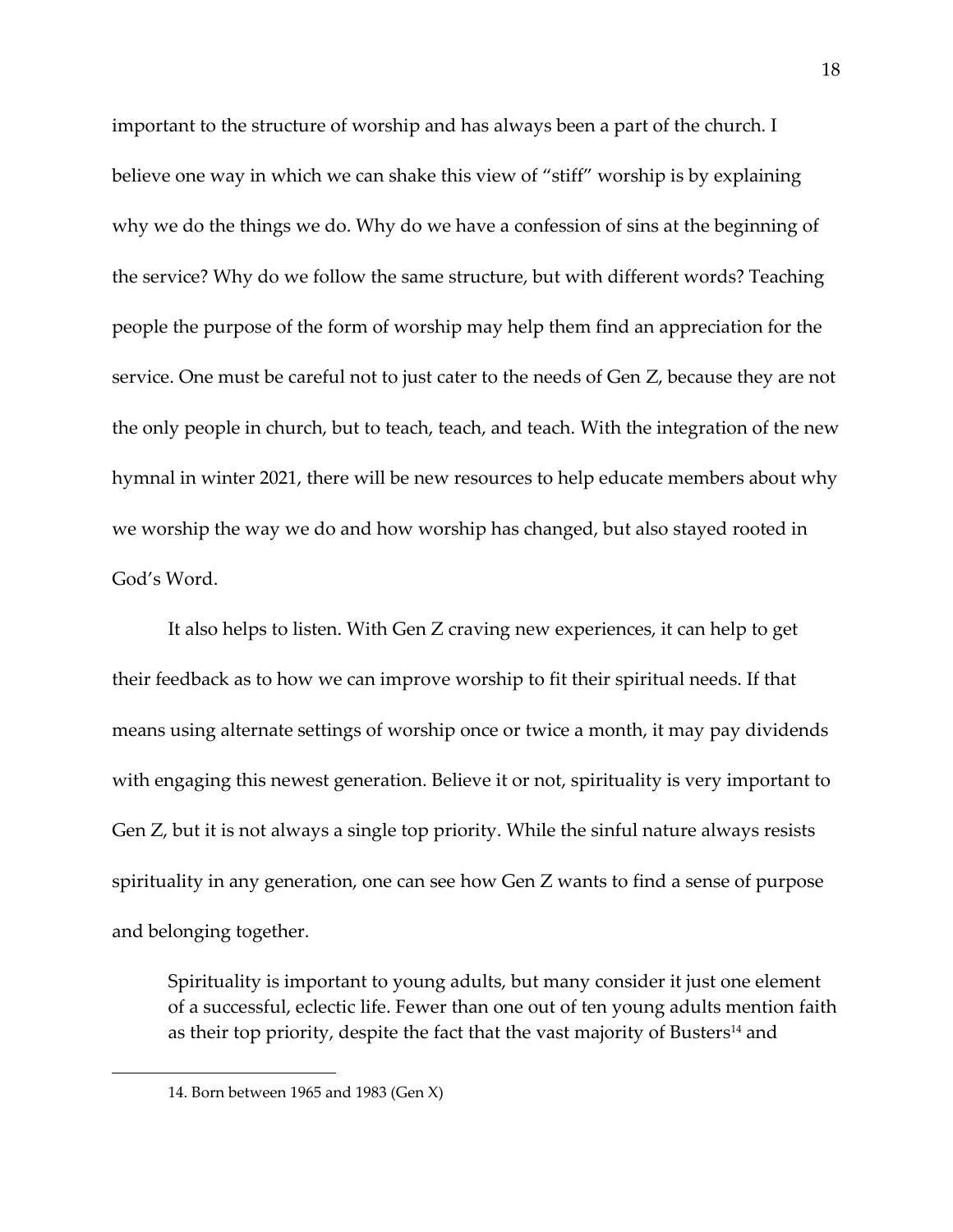important to the structure of worship and has always been a part of the church. I believe one way in which we can shake this view of "stiff" worship is by explaining why we do the things we do. Why do we have a confession of sins at the beginning of the service? Why do we follow the same structure, but with different words? Teaching people the purpose of the form of worship may help them find an appreciation for the service. One must be careful not to just cater to the needs of Gen Z, because they are not the only people in church, but to teach, teach, and teach. With the integration of the new hymnal in winter 2021, there will be new resources to help educate members about why we worship the way we do and how worship has changed, but also stayed rooted in God's Word.

It also helps to listen. With Gen Z craving new experiences, it can help to get their feedback as to how we can improve worship to fit their spiritual needs. If that means using alternate settings of worship once or twice a month, it may pay dividends with engaging this newest generation. Believe it or not, spirituality is very important to Gen Z, but it is not always a single top priority. While the sinful nature always resists spirituality in any generation, one can see how Gen Z wants to find a sense of purpose and belonging together.

> Spirituality is important to young adults, but many consider it just one element of a successful, eclectic life. Fewer than one out of ten young adults mention faith as their top priority, despite the fact that the vast majority of Busters[14] and

14. Born between 1965 and 1983 (Gen X)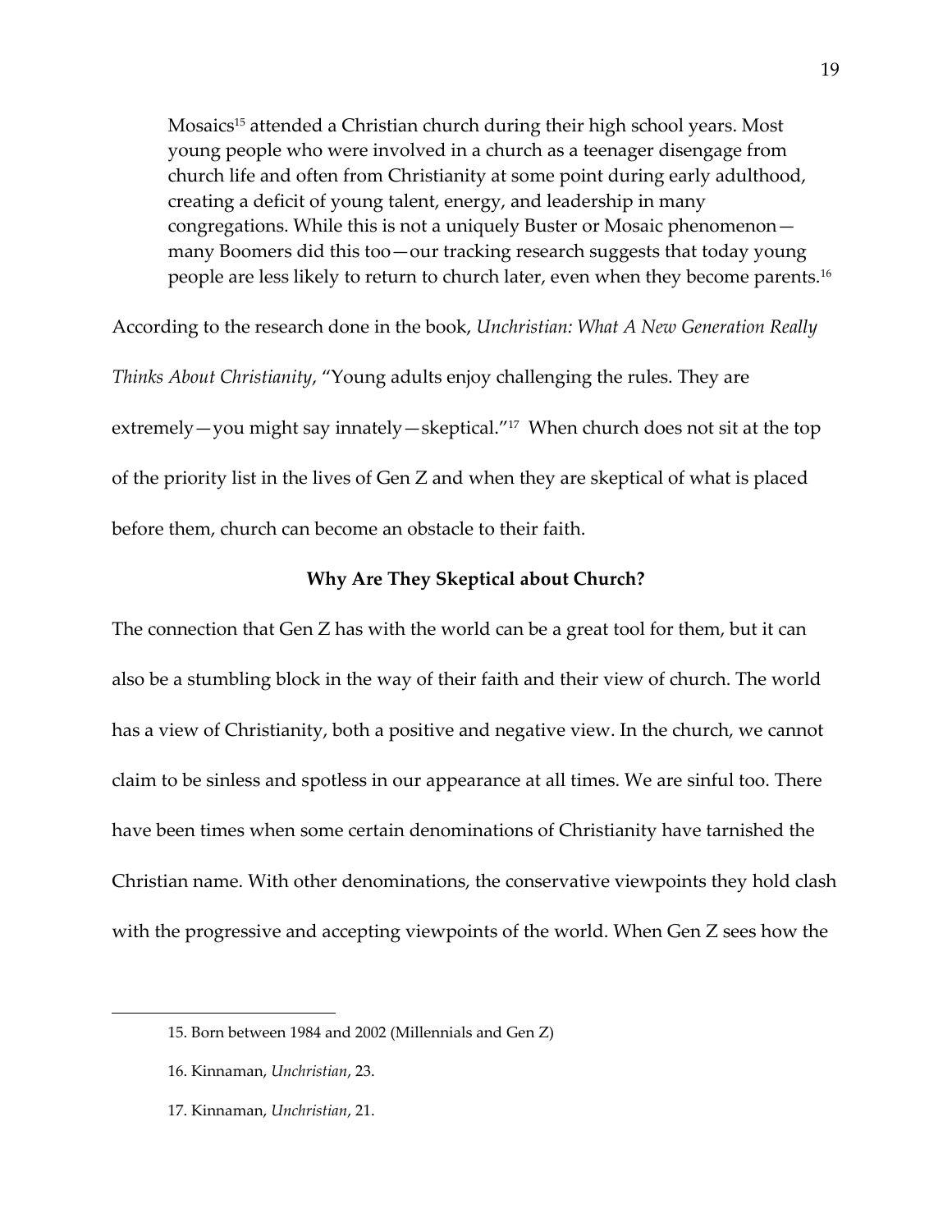> Mosaics[15] attended a Christian church during their high school years. Most young people who were involved in a church as a teenager disengage from church life and often from Christianity at some point during early adulthood, creating a deficit of young talent, energy, and leadership in many congregations. While this is not a uniquely Buster or Mosaic phenomenon—many Boomers did this too—our tracking research suggests that today young people are less likely to return to church later, even when they become parents.[16]

According to the research done in the book, *Unchristian: What A New Generation Really Thinks About Christianity*, "Young adults enjoy challenging the rules. They are extremely—you might say innately—skeptical."[17] When church does not sit at the top of the priority list in the lives of Gen Z and when they are skeptical of what is placed before them, church can become an obstacle to their faith.

### Why Are They Skeptical about Church?

The connection that Gen Z has with the world can be a great tool for them, but it can also be a stumbling block in the way of their faith and their view of church. The world has a view of Christianity, both a positive and negative view. In the church, we cannot claim to be sinless and spotless in our appearance at all times. We are sinful too. There have been times when some certain denominations of Christianity have tarnished the Christian name. With other denominations, the conservative viewpoints they hold clash with the progressive and accepting viewpoints of the world. When Gen Z sees how the

---

15. Born between 1984 and 2002 (Millennials and Gen Z)

16. Kinnaman, *Unchristian*, 23.

17. Kinnaman, *Unchristian*, 21.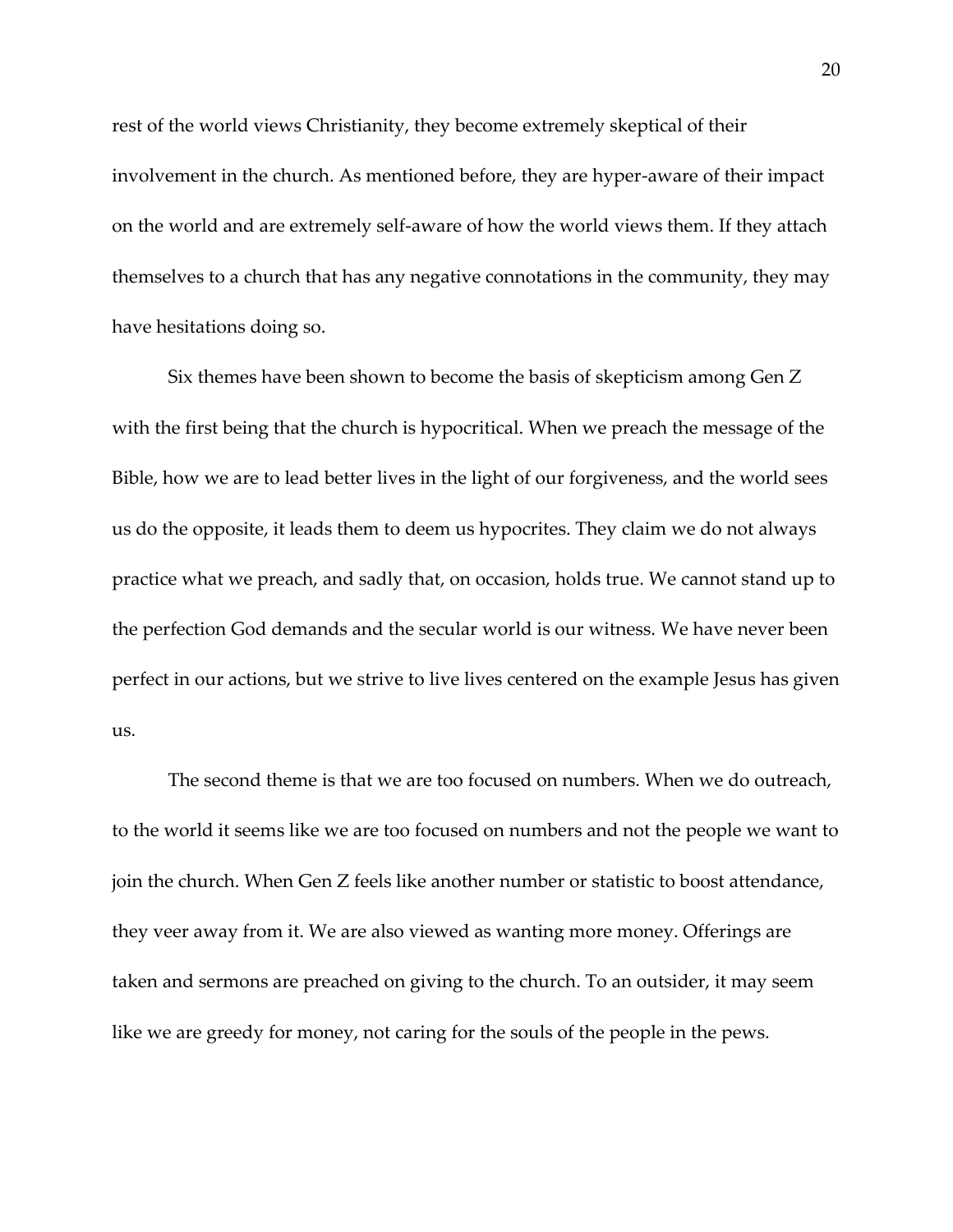rest of the world views Christianity, they become extremely skeptical of their involvement in the church. As mentioned before, they are hyper-aware of their impact on the world and are extremely self-aware of how the world views them. If they attach themselves to a church that has any negative connotations in the community, they may have hesitations doing so.

Six themes have been shown to become the basis of skepticism among Gen Z with the first being that the church is hypocritical. When we preach the message of the Bible, how we are to lead better lives in the light of our forgiveness, and the world sees us do the opposite, it leads them to deem us hypocrites. They claim we do not always practice what we preach, and sadly that, on occasion, holds true. We cannot stand up to the perfection God demands and the secular world is our witness. We have never been perfect in our actions, but we strive to live lives centered on the example Jesus has given us.

The second theme is that we are too focused on numbers. When we do outreach, to the world it seems like we are too focused on numbers and not the people we want to join the church. When Gen Z feels like another number or statistic to boost attendance, they veer away from it. We are also viewed as wanting more money. Offerings are taken and sermons are preached on giving to the church. To an outsider, it may seem like we are greedy for money, not caring for the souls of the people in the pews.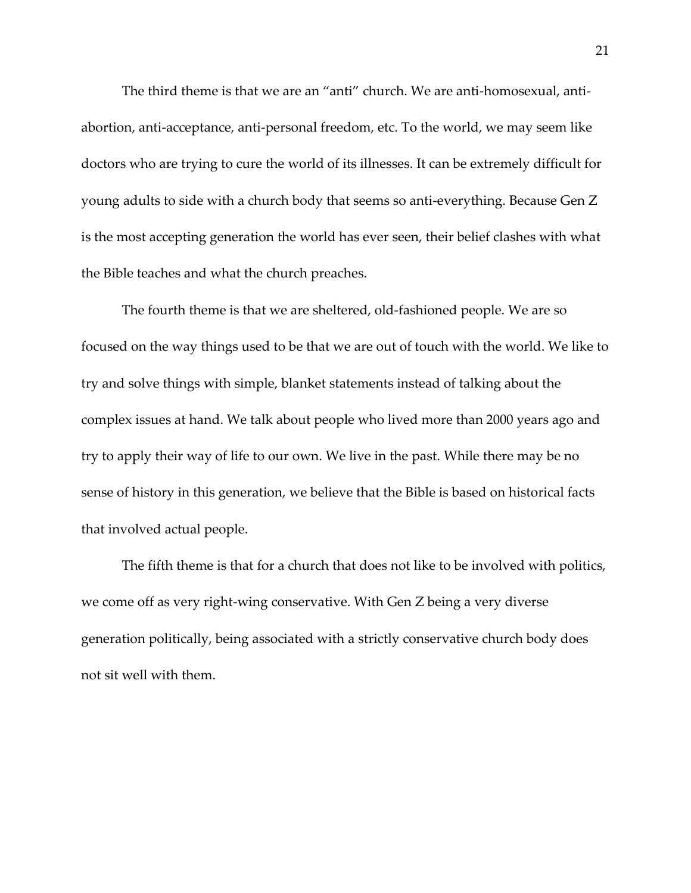The third theme is that we are an "anti" church. We are anti-homosexual, anti-abortion, anti-acceptance, anti-personal freedom, etc. To the world, we may seem like doctors who are trying to cure the world of its illnesses. It can be extremely difficult for young adults to side with a church body that seems so anti-everything. Because Gen Z is the most accepting generation the world has ever seen, their belief clashes with what the Bible teaches and what the church preaches.

The fourth theme is that we are sheltered, old-fashioned people. We are so focused on the way things used to be that we are out of touch with the world. We like to try and solve things with simple, blanket statements instead of talking about the complex issues at hand. We talk about people who lived more than 2000 years ago and try to apply their way of life to our own. We live in the past. While there may be no sense of history in this generation, we believe that the Bible is based on historical facts that involved actual people.

The fifth theme is that for a church that does not like to be involved with politics, we come off as very right-wing conservative. With Gen Z being a very diverse generation politically, being associated with a strictly conservative church body does not sit well with them.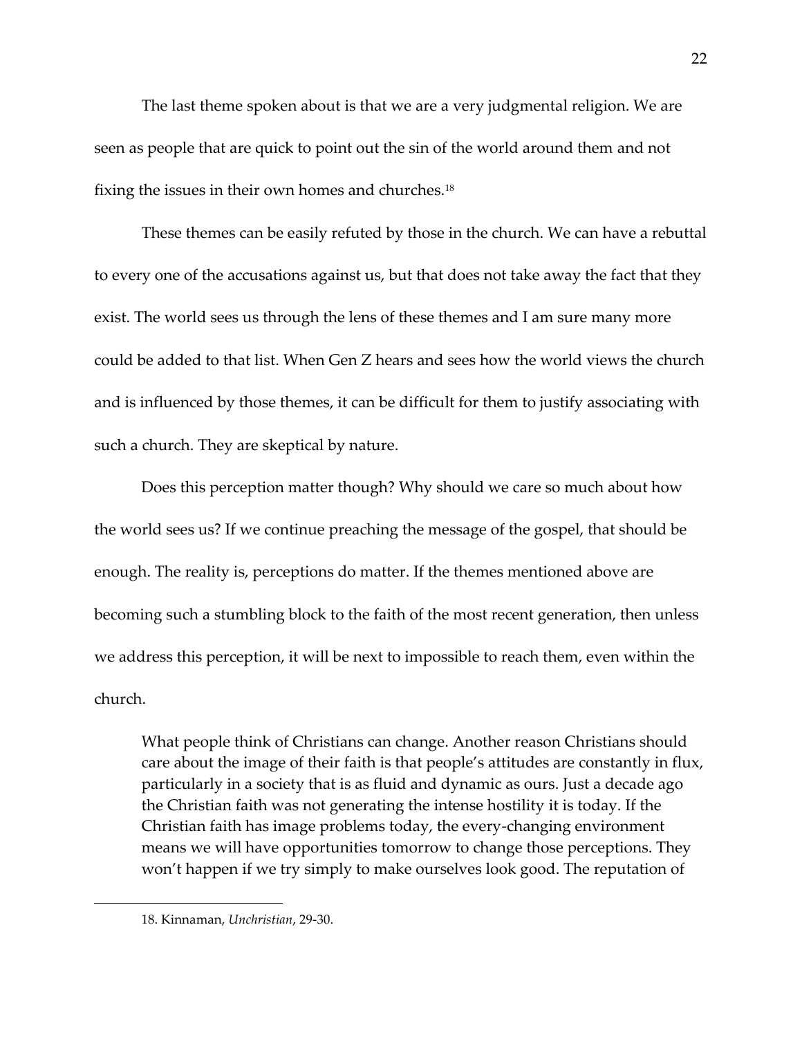The last theme spoken about is that we are a very judgmental religion. We are seen as people that are quick to point out the sin of the world around them and not fixing the issues in their own homes and churches.[18]

These themes can be easily refuted by those in the church. We can have a rebuttal to every one of the accusations against us, but that does not take away the fact that they exist. The world sees us through the lens of these themes and I am sure many more could be added to that list. When Gen Z hears and sees how the world views the church and is influenced by those themes, it can be difficult for them to justify associating with such a church. They are skeptical by nature.

Does this perception matter though? Why should we care so much about how the world sees us? If we continue preaching the message of the gospel, that should be enough. The reality is, perceptions do matter. If the themes mentioned above are becoming such a stumbling block to the faith of the most recent generation, then unless we address this perception, it will be next to impossible to reach them, even within the church.

> What people think of Christians can change. Another reason Christians should care about the image of their faith is that people's attitudes are constantly in flux, particularly in a society that is as fluid and dynamic as ours. Just a decade ago the Christian faith was not generating the intense hostility it is today. If the Christian faith has image problems today, the every-changing environment means we will have opportunities tomorrow to change those perceptions. They won't happen if we try simply to make ourselves look good. The reputation of

---

18. Kinnaman, *Unchristian*, 29-30.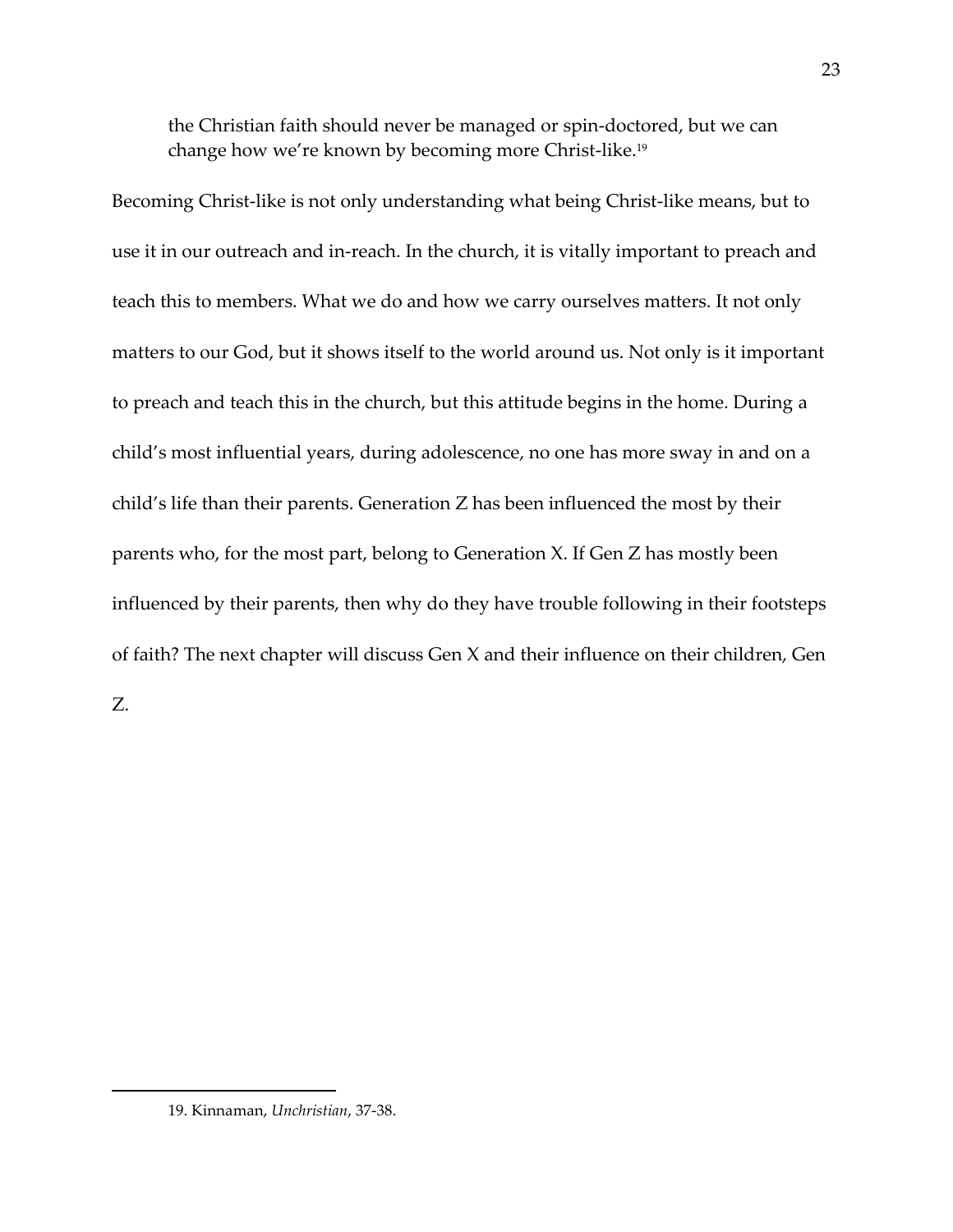> the Christian faith should never be managed or spin-doctored, but we can change how we're known by becoming more Christ-like.[19]

Becoming Christ-like is not only understanding what being Christ-like means, but to use it in our outreach and in-reach. In the church, it is vitally important to preach and teach this to members. What we do and how we carry ourselves matters. It not only matters to our God, but it shows itself to the world around us. Not only is it important to preach and teach this in the church, but this attitude begins in the home. During a child's most influential years, during adolescence, no one has more sway in and on a child's life than their parents. Generation Z has been influenced the most by their parents who, for the most part, belong to Generation X. If Gen Z has mostly been influenced by their parents, then why do they have trouble following in their footsteps of faith? The next chapter will discuss Gen X and their influence on their children, Gen Z.

---

19. Kinnaman, *Unchristian*, 37-38.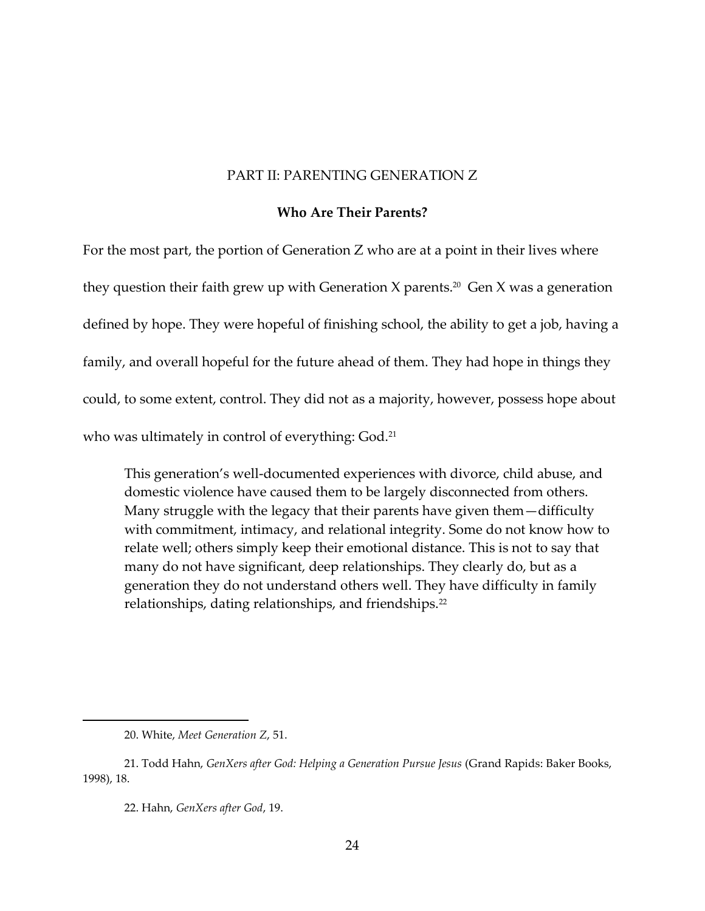## PART II: PARENTING GENERATION Z

### Who Are Their Parents?

For the most part, the portion of Generation Z who are at a point in their lives where they question their faith grew up with Generation X parents.[20] Gen X was a generation defined by hope. They were hopeful of finishing school, the ability to get a job, having a family, and overall hopeful for the future ahead of them. They had hope in things they could, to some extent, control. They did not as a majority, however, possess hope about who was ultimately in control of everything: God.[21]

> This generation's well-documented experiences with divorce, child abuse, and domestic violence have caused them to be largely disconnected from others. Many struggle with the legacy that their parents have given them—difficulty with commitment, intimacy, and relational integrity. Some do not know how to relate well; others simply keep their emotional distance. This is not to say that many do not have significant, deep relationships. They clearly do, but as a generation they do not understand others well. They have difficulty in family relationships, dating relationships, and friendships.[22]

---

20. White, *Meet Generation Z*, 51.

21. Todd Hahn, *GenXers after God: Helping a Generation Pursue Jesus* (Grand Rapids: Baker Books, 1998), 18.

22. Hahn, *GenXers after God*, 19.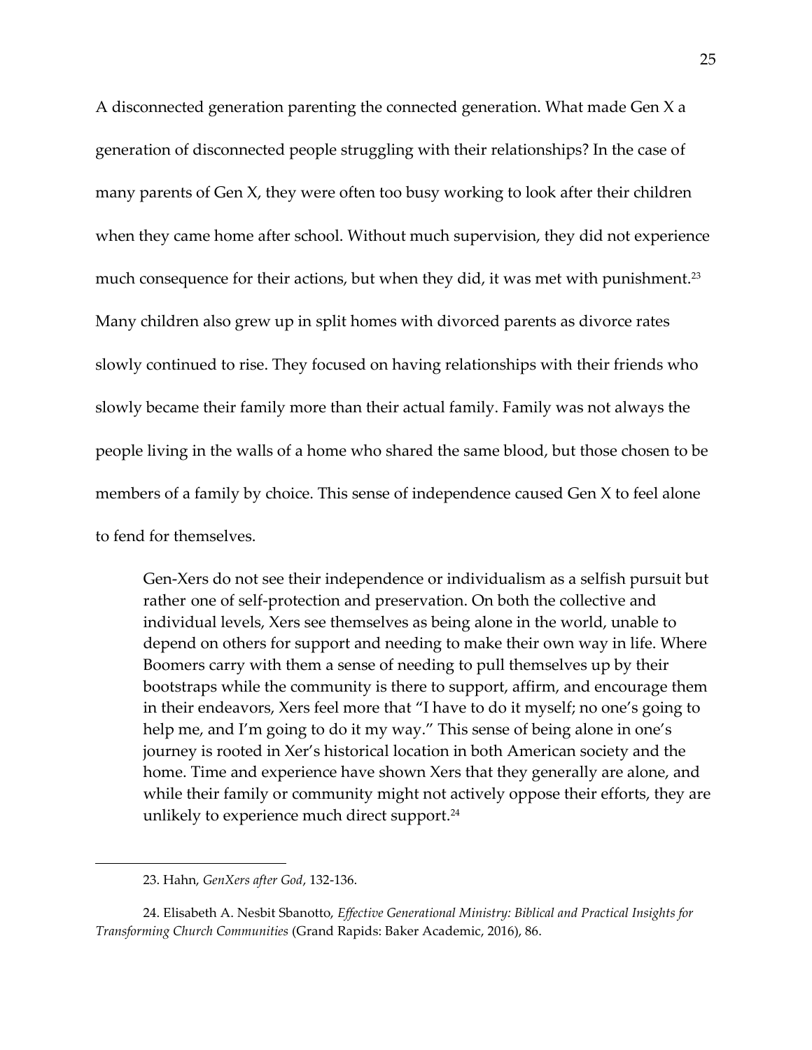A disconnected generation parenting the connected generation. What made Gen X a generation of disconnected people struggling with their relationships? In the case of many parents of Gen X, they were often too busy working to look after their children when they came home after school. Without much supervision, they did not experience much consequence for their actions, but when they did, it was met with punishment.[23] Many children also grew up in split homes with divorced parents as divorce rates slowly continued to rise. They focused on having relationships with their friends who slowly became their family more than their actual family. Family was not always the people living in the walls of a home who shared the same blood, but those chosen to be members of a family by choice. This sense of independence caused Gen X to feel alone to fend for themselves.

> Gen-Xers do not see their independence or individualism as a selfish pursuit but rather one of self-protection and preservation. On both the collective and individual levels, Xers see themselves as being alone in the world, unable to depend on others for support and needing to make their own way in life. Where Boomers carry with them a sense of needing to pull themselves up by their bootstraps while the community is there to support, affirm, and encourage them in their endeavors, Xers feel more that "I have to do it myself; no one's going to help me, and I'm going to do it my way." This sense of being alone in one's journey is rooted in Xer's historical location in both American society and the home. Time and experience have shown Xers that they generally are alone, and while their family or community might not actively oppose their efforts, they are unlikely to experience much direct support.[24]

---

23. Hahn, *GenXers after God*, 132-136.

24. Elisabeth A. Nesbit Sbanotto, *Effective Generational Ministry: Biblical and Practical Insights for Transforming Church Communities* (Grand Rapids: Baker Academic, 2016), 86.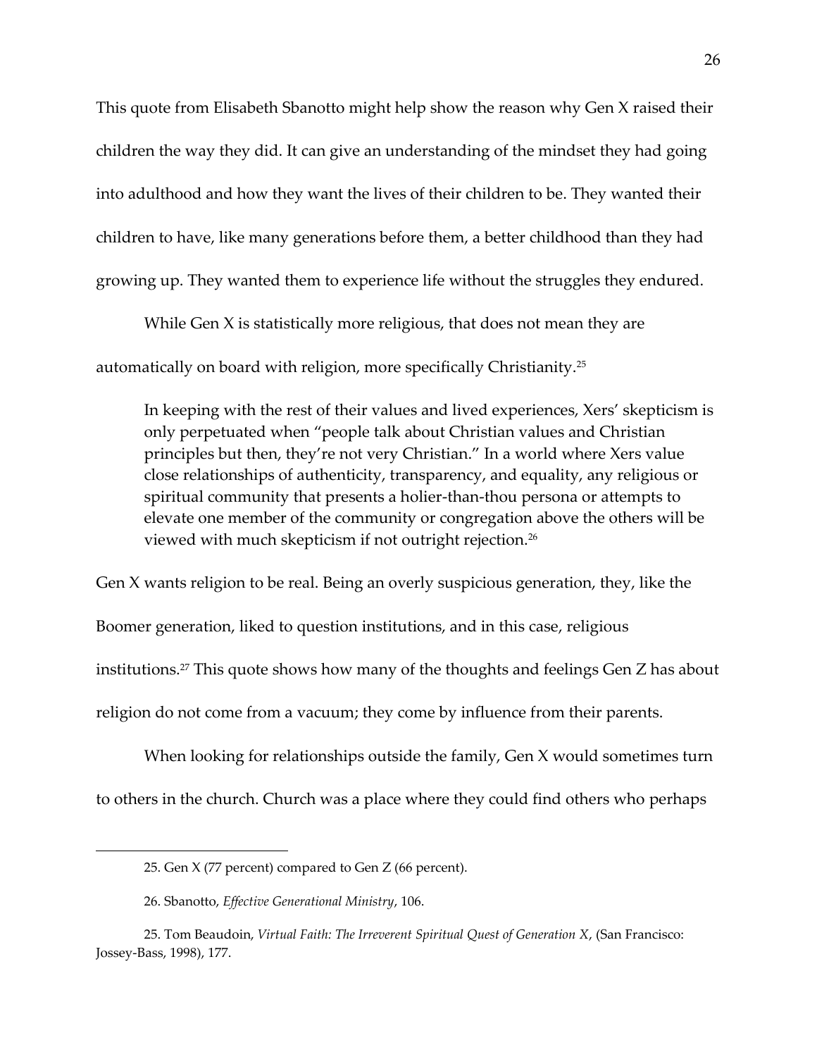This quote from Elisabeth Sbanotto might help show the reason why Gen X raised their children the way they did. It can give an understanding of the mindset they had going into adulthood and how they want the lives of their children to be. They wanted their children to have, like many generations before them, a better childhood than they had growing up. They wanted them to experience life without the struggles they endured.

While Gen X is statistically more religious, that does not mean they are automatically on board with religion, more specifically Christianity.[25]

> In keeping with the rest of their values and lived experiences, Xers' skepticism is only perpetuated when "people talk about Christian values and Christian principles but then, they're not very Christian." In a world where Xers value close relationships of authenticity, transparency, and equality, any religious or spiritual community that presents a holier-than-thou persona or attempts to elevate one member of the community or congregation above the others will be viewed with much skepticism if not outright rejection.[26]

Gen X wants religion to be real. Being an overly suspicious generation, they, like the Boomer generation, liked to question institutions, and in this case, religious institutions.[27] This quote shows how many of the thoughts and feelings Gen Z has about religion do not come from a vacuum; they come by influence from their parents.

When looking for relationships outside the family, Gen X would sometimes turn to others in the church. Church was a place where they could find others who perhaps

---

25. Gen X (77 percent) compared to Gen Z (66 percent).

26. Sbanotto, *Effective Generational Ministry*, 106.

25. Tom Beaudoin, *Virtual Faith: The Irreverent Spiritual Quest of Generation X*, (San Francisco: Jossey-Bass, 1998), 177.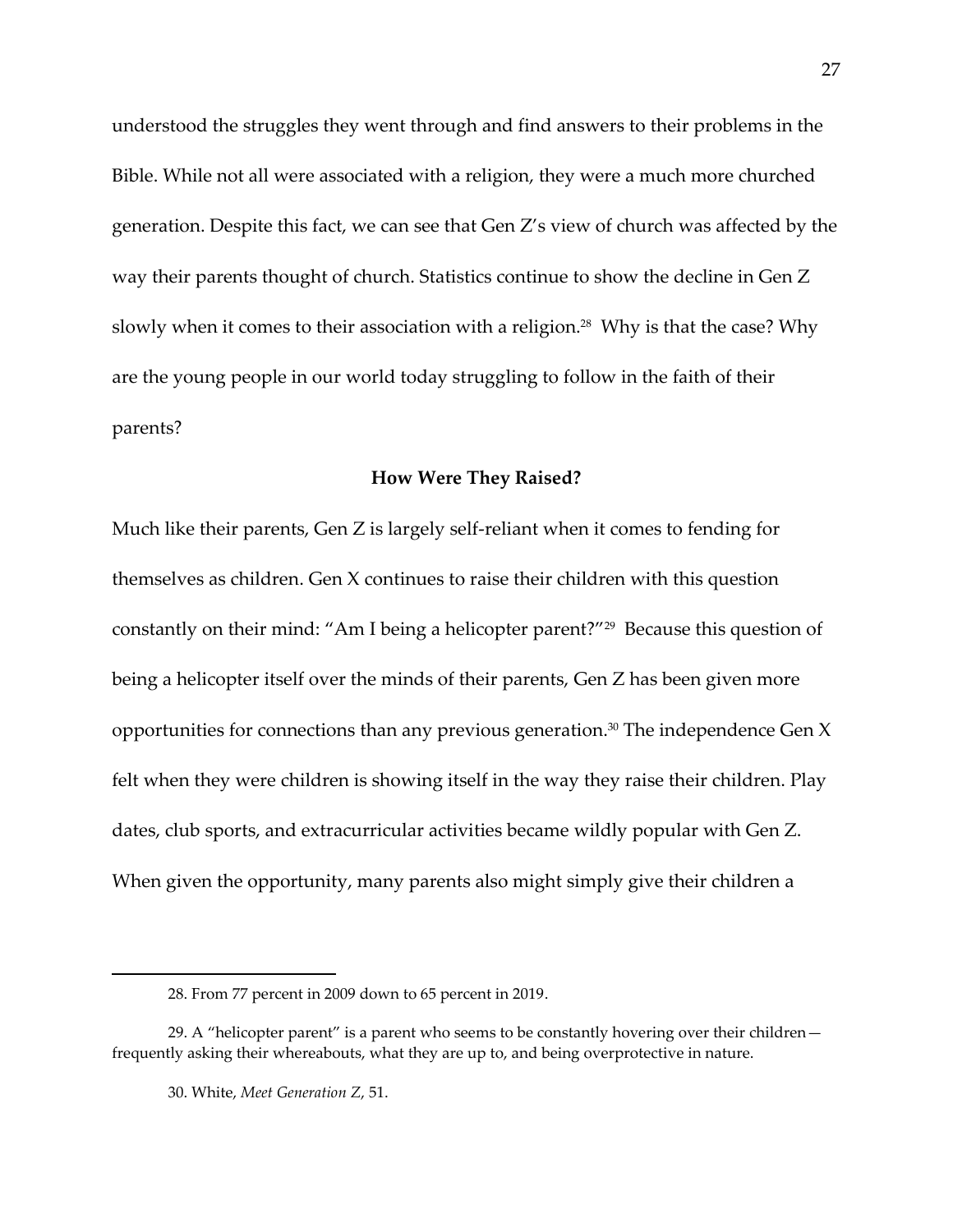understood the struggles they went through and find answers to their problems in the Bible. While not all were associated with a religion, they were a much more churched generation. Despite this fact, we can see that Gen Z's view of church was affected by the way their parents thought of church. Statistics continue to show the decline in Gen Z slowly when it comes to their association with a religion.[28] Why is that the case? Why are the young people in our world today struggling to follow in the faith of their parents?

### How Were They Raised?

Much like their parents, Gen Z is largely self-reliant when it comes to fending for themselves as children. Gen X continues to raise their children with this question constantly on their mind: "Am I being a helicopter parent?"[29] Because this question of being a helicopter itself over the minds of their parents, Gen Z has been given more opportunities for connections than any previous generation.[30] The independence Gen X felt when they were children is showing itself in the way they raise their children. Play dates, club sports, and extracurricular activities became wildly popular with Gen Z. When given the opportunity, many parents also might simply give their children a

---

28. From 77 percent in 2009 down to 65 percent in 2019.

29. A "helicopter parent" is a parent who seems to be constantly hovering over their children—frequently asking their whereabouts, what they are up to, and being overprotective in nature.

30. White, *Meet Generation Z*, 51.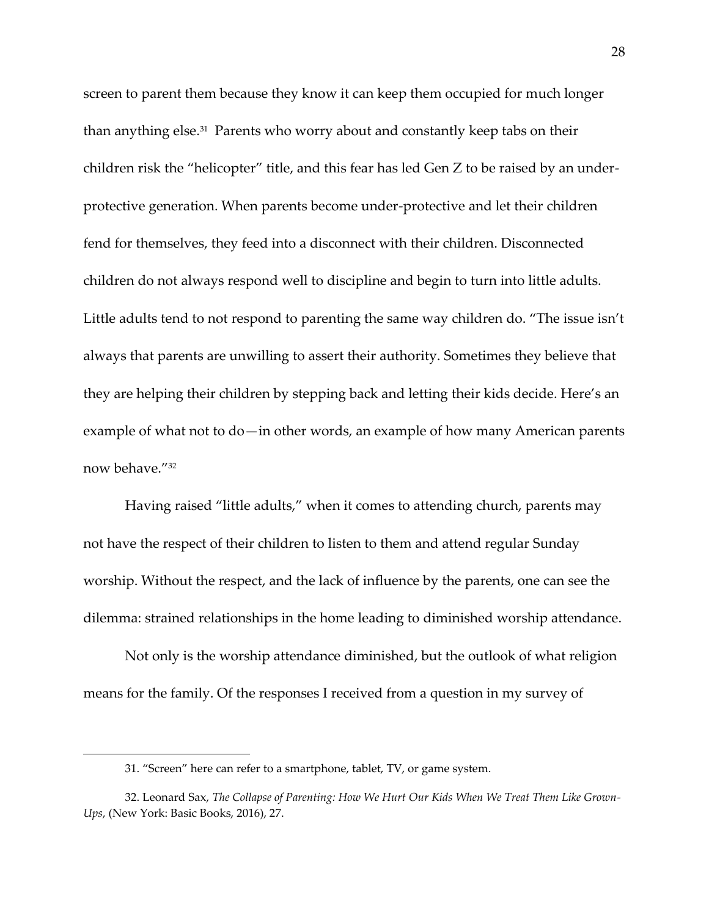screen to parent them because they know it can keep them occupied for much longer than anything else.[31] Parents who worry about and constantly keep tabs on their children risk the "helicopter" title, and this fear has led Gen Z to be raised by an under-protective generation. When parents become under-protective and let their children fend for themselves, they feed into a disconnect with their children. Disconnected children do not always respond well to discipline and begin to turn into little adults. Little adults tend to not respond to parenting the same way children do. "The issue isn't always that parents are unwilling to assert their authority. Sometimes they believe that they are helping their children by stepping back and letting their kids decide. Here's an example of what not to do—in other words, an example of how many American parents now behave."[32]

Having raised "little adults," when it comes to attending church, parents may not have the respect of their children to listen to them and attend regular Sunday worship. Without the respect, and the lack of influence by the parents, one can see the dilemma: strained relationships in the home leading to diminished worship attendance.

Not only is the worship attendance diminished, but the outlook of what religion means for the family. Of the responses I received from a question in my survey of

---

31. "Screen" here can refer to a smartphone, tablet, TV, or game system.

32. Leonard Sax, *The Collapse of Parenting: How We Hurt Our Kids When We Treat Them Like Grown-Ups*, (New York: Basic Books, 2016), 27.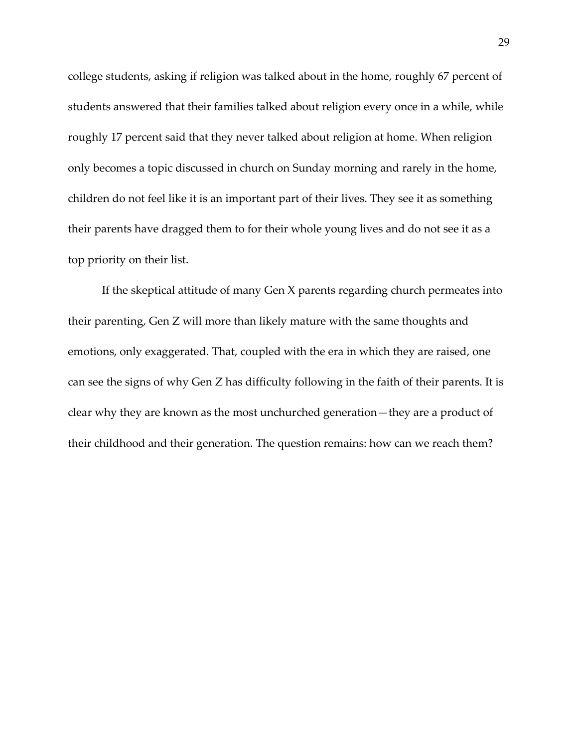college students, asking if religion was talked about in the home, roughly 67 percent of students answered that their families talked about religion every once in a while, while roughly 17 percent said that they never talked about religion at home. When religion only becomes a topic discussed in church on Sunday morning and rarely in the home, children do not feel like it is an important part of their lives. They see it as something their parents have dragged them to for their whole young lives and do not see it as a top priority on their list.

If the skeptical attitude of many Gen X parents regarding church permeates into their parenting, Gen Z will more than likely mature with the same thoughts and emotions, only exaggerated. That, coupled with the era in which they are raised, one can see the signs of why Gen Z has difficulty following in the faith of their parents. It is clear why they are known as the most unchurched generation—they are a product of their childhood and their generation. The question remains: how can we reach them?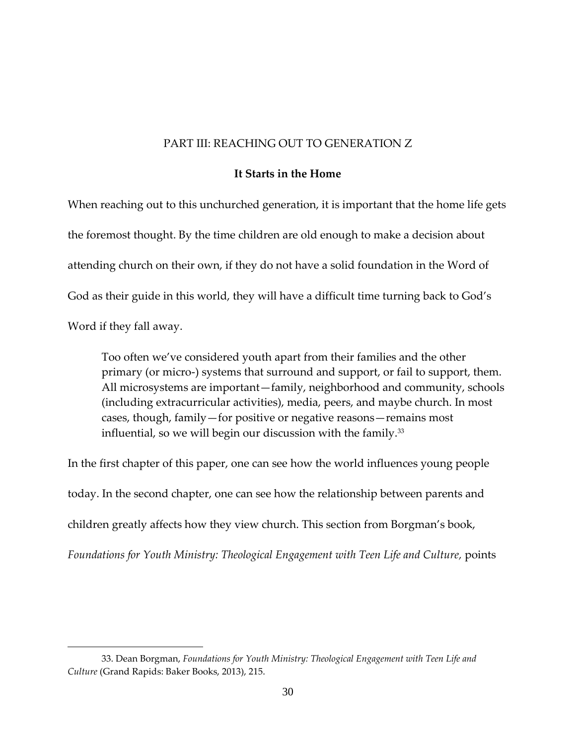# PART III: REACHING OUT TO GENERATION Z

## It Starts in the Home

When reaching out to this unchurched generation, it is important that the home life gets the foremost thought. By the time children are old enough to make a decision about attending church on their own, if they do not have a solid foundation in the Word of God as their guide in this world, they will have a difficult time turning back to God's Word if they fall away.

> Too often we've considered youth apart from their families and the other primary (or micro-) systems that surround and support, or fail to support, them. All microsystems are important—family, neighborhood and community, schools (including extracurricular activities), media, peers, and maybe church. In most cases, though, family—for positive or negative reasons—remains most influential, so we will begin our discussion with the family.[33]

In the first chapter of this paper, one can see how the world influences young people today. In the second chapter, one can see how the relationship between parents and children greatly affects how they view church. This section from Borgman's book, *Foundations for Youth Ministry: Theological Engagement with Teen Life and Culture,* points

---

33. Dean Borgman, *Foundations for Youth Ministry: Theological Engagement with Teen Life and Culture* (Grand Rapids: Baker Books, 2013), 215.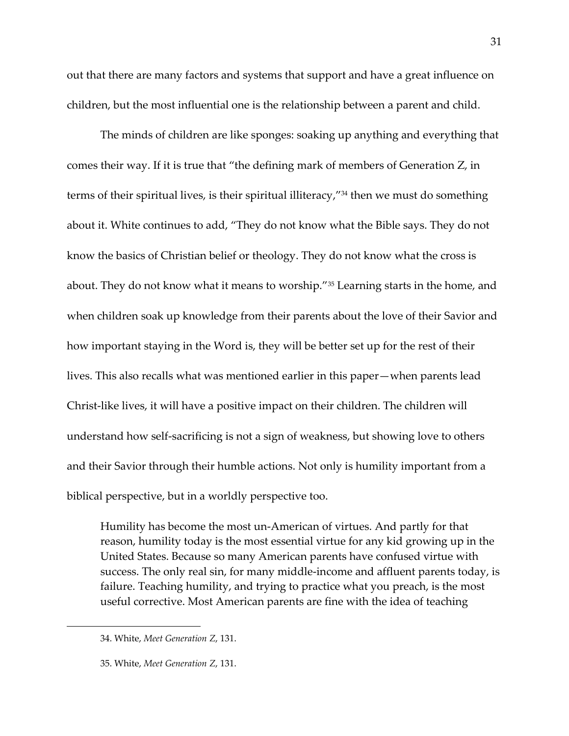out that there are many factors and systems that support and have a great influence on children, but the most influential one is the relationship between a parent and child.

The minds of children are like sponges: soaking up anything and everything that comes their way. If it is true that "the defining mark of members of Generation Z, in terms of their spiritual lives, is their spiritual illiteracy,"[34] then we must do something about it. White continues to add, "They do not know what the Bible says. They do not know the basics of Christian belief or theology. They do not know what the cross is about. They do not know what it means to worship."[35] Learning starts in the home, and when children soak up knowledge from their parents about the love of their Savior and how important staying in the Word is, they will be better set up for the rest of their lives. This also recalls what was mentioned earlier in this paper—when parents lead Christ-like lives, it will have a positive impact on their children. The children will understand how self-sacrificing is not a sign of weakness, but showing love to others and their Savior through their humble actions. Not only is humility important from a biblical perspective, but in a worldly perspective too.

> Humility has become the most un-American of virtues. And partly for that reason, humility today is the most essential virtue for any kid growing up in the United States. Because so many American parents have confused virtue with success. The only real sin, for many middle-income and affluent parents today, is failure. Teaching humility, and trying to practice what you preach, is the most useful corrective. Most American parents are fine with the idea of teaching

---

34. White, *Meet Generation Z*, 131.

35. White, *Meet Generation Z*, 131.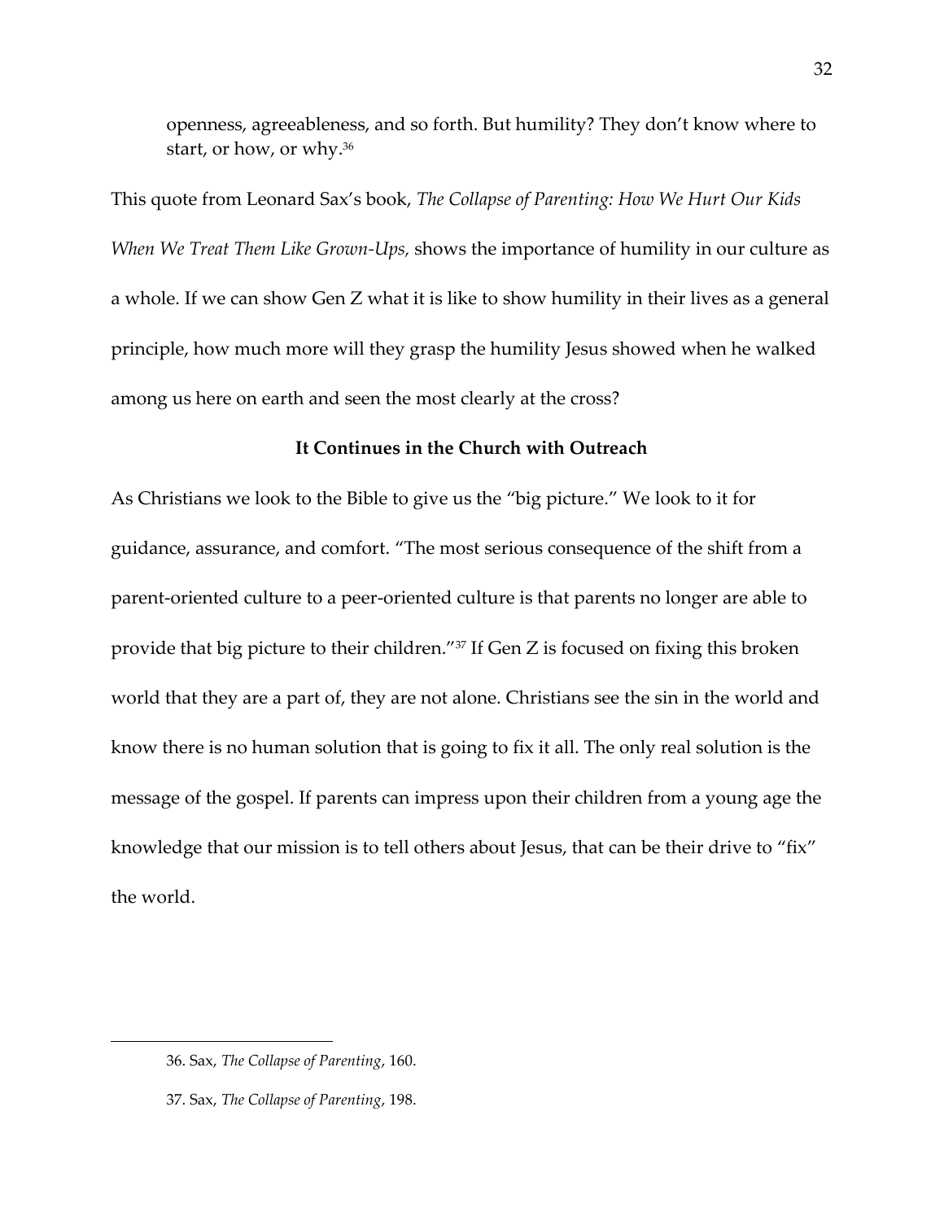> openness, agreeableness, and so forth. But humility? They don't know where to start, or how, or why.[36]

This quote from Leonard Sax's book, *The Collapse of Parenting: How We Hurt Our Kids When We Treat Them Like Grown-Ups,* shows the importance of humility in our culture as a whole. If we can show Gen Z what it is like to show humility in their lives as a general principle, how much more will they grasp the humility Jesus showed when he walked among us here on earth and seen the most clearly at the cross?

### It Continues in the Church with Outreach

As Christians we look to the Bible to give us the "big picture." We look to it for guidance, assurance, and comfort. "The most serious consequence of the shift from a parent-oriented culture to a peer-oriented culture is that parents no longer are able to provide that big picture to their children."[37] If Gen Z is focused on fixing this broken world that they are a part of, they are not alone. Christians see the sin in the world and know there is no human solution that is going to fix it all. The only real solution is the message of the gospel. If parents can impress upon their children from a young age the knowledge that our mission is to tell others about Jesus, that can be their drive to "fix" the world.

---

36. Sax, *The Collapse of Parenting*, 160.

37. Sax, *The Collapse of Parenting*, 198.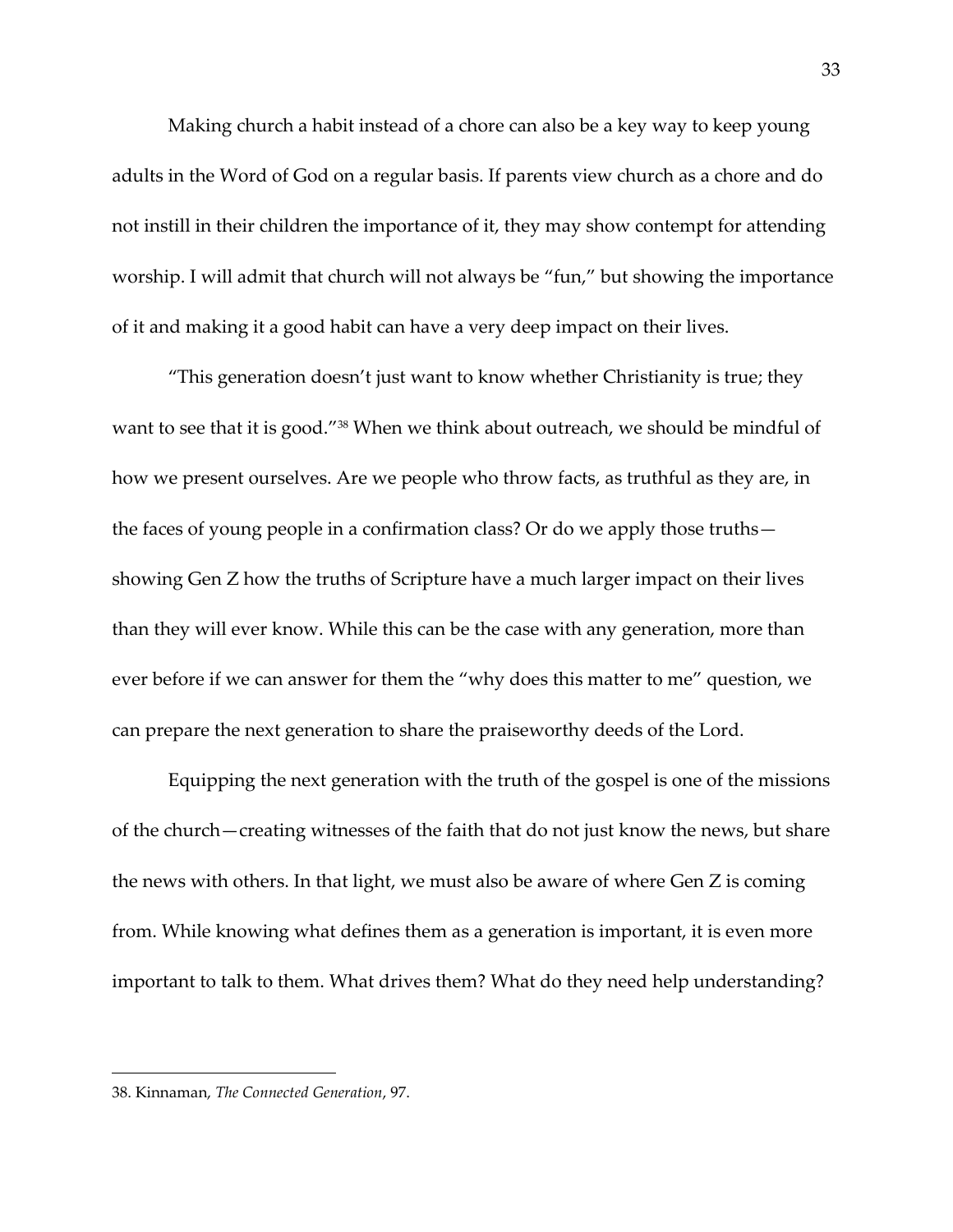Making church a habit instead of a chore can also be a key way to keep young adults in the Word of God on a regular basis. If parents view church as a chore and do not instill in their children the importance of it, they may show contempt for attending worship. I will admit that church will not always be "fun," but showing the importance of it and making it a good habit can have a very deep impact on their lives.

"This generation doesn't just want to know whether Christianity is true; they want to see that it is good."[38] When we think about outreach, we should be mindful of how we present ourselves. Are we people who throw facts, as truthful as they are, in the faces of young people in a confirmation class? Or do we apply those truths—showing Gen Z how the truths of Scripture have a much larger impact on their lives than they will ever know. While this can be the case with any generation, more than ever before if we can answer for them the "why does this matter to me" question, we can prepare the next generation to share the praiseworthy deeds of the Lord.

Equipping the next generation with the truth of the gospel is one of the missions of the church—creating witnesses of the faith that do not just know the news, but share the news with others. In that light, we must also be aware of where Gen Z is coming from. While knowing what defines them as a generation is important, it is even more important to talk to them. What drives them? What do they need help understanding?

---

38. Kinnaman, *The Connected Generation*, 97.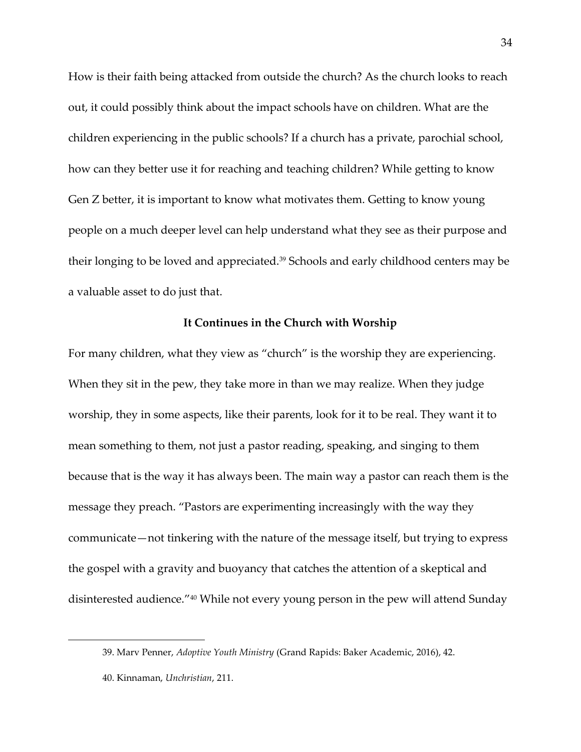How is their faith being attacked from outside the church? As the church looks to reach out, it could possibly think about the impact schools have on children. What are the children experiencing in the public schools? If a church has a private, parochial school, how can they better use it for reaching and teaching children? While getting to know Gen Z better, it is important to know what motivates them. Getting to know young people on a much deeper level can help understand what they see as their purpose and their longing to be loved and appreciated.[39] Schools and early childhood centers may be a valuable asset to do just that.

### It Continues in the Church with Worship

For many children, what they view as "church" is the worship they are experiencing. When they sit in the pew, they take more in than we may realize. When they judge worship, they in some aspects, like their parents, look for it to be real. They want it to mean something to them, not just a pastor reading, speaking, and singing to them because that is the way it has always been. The main way a pastor can reach them is the message they preach. "Pastors are experimenting increasingly with the way they communicate—not tinkering with the nature of the message itself, but trying to express the gospel with a gravity and buoyancy that catches the attention of a skeptical and disinterested audience."[40] While not every young person in the pew will attend Sunday

---

39. Marv Penner, *Adoptive Youth Ministry* (Grand Rapids: Baker Academic, 2016), 42.

40. Kinnaman, *Unchristian*, 211.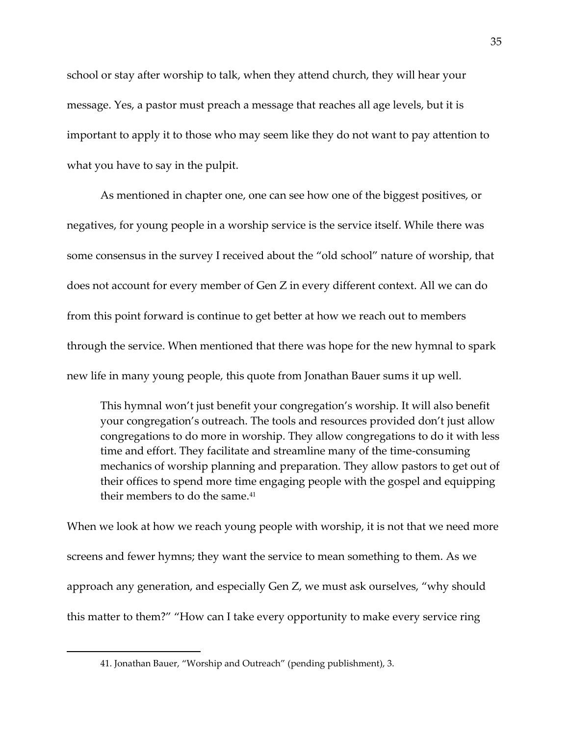school or stay after worship to talk, when they attend church, they will hear your message. Yes, a pastor must preach a message that reaches all age levels, but it is important to apply it to those who may seem like they do not want to pay attention to what you have to say in the pulpit.

As mentioned in chapter one, one can see how one of the biggest positives, or negatives, for young people in a worship service is the service itself. While there was some consensus in the survey I received about the "old school" nature of worship, that does not account for every member of Gen Z in every different context. All we can do from this point forward is continue to get better at how we reach out to members through the service. When mentioned that there was hope for the new hymnal to spark new life in many young people, this quote from Jonathan Bauer sums it up well.

> This hymnal won't just benefit your congregation's worship. It will also benefit your congregation's outreach. The tools and resources provided don't just allow congregations to do more in worship. They allow congregations to do it with less time and effort. They facilitate and streamline many of the time-consuming mechanics of worship planning and preparation. They allow pastors to get out of their offices to spend more time engaging people with the gospel and equipping their members to do the same.[41]

When we look at how we reach young people with worship, it is not that we need more screens and fewer hymns; they want the service to mean something to them. As we approach any generation, and especially Gen Z, we must ask ourselves, "why should this matter to them?" "How can I take every opportunity to make every service ring

---

41. Jonathan Bauer, "Worship and Outreach" (pending publishment), 3.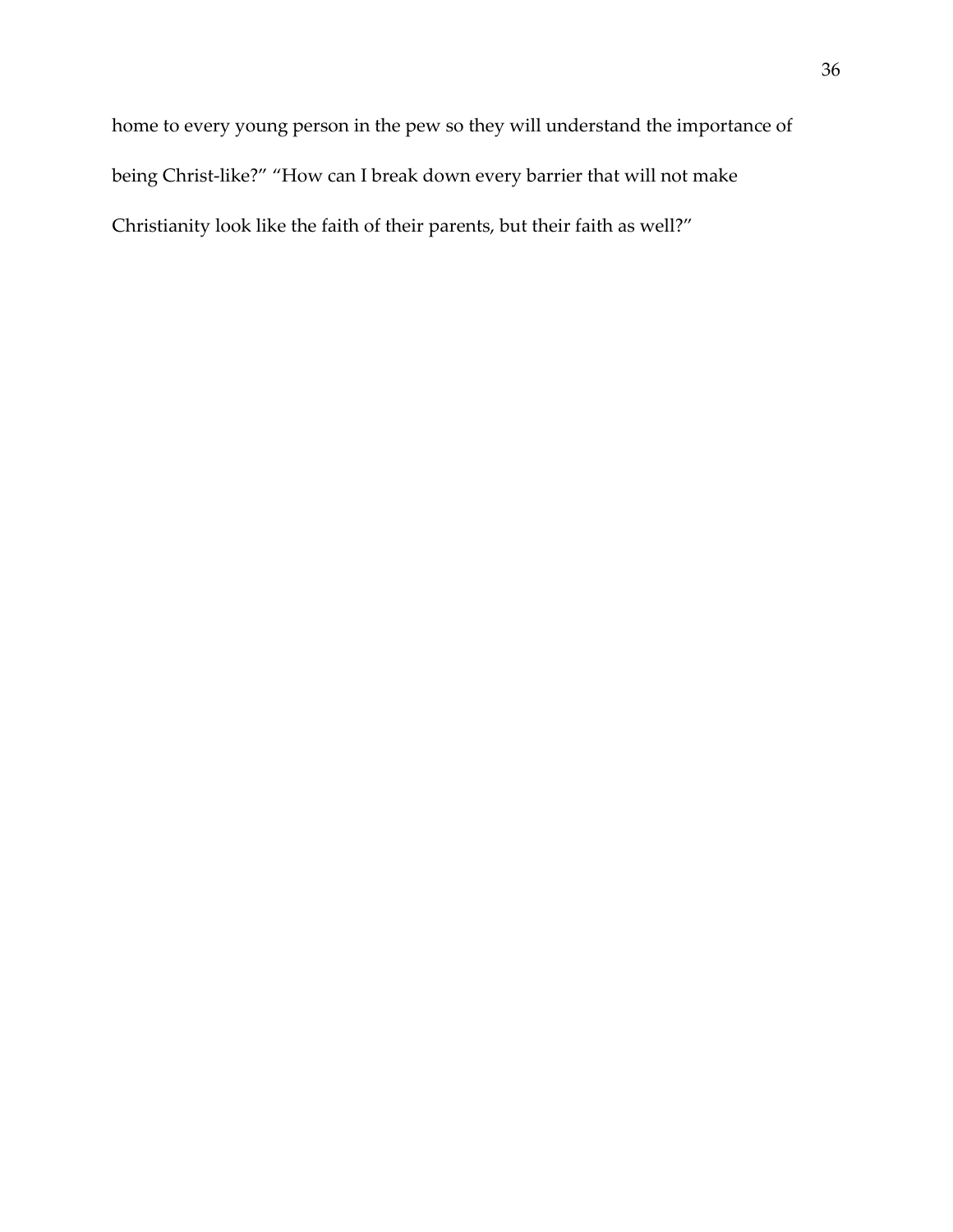home to every young person in the pew so they will understand the importance of being Christ-like?" "How can I break down every barrier that will not make Christianity look like the faith of their parents, but their faith as well?"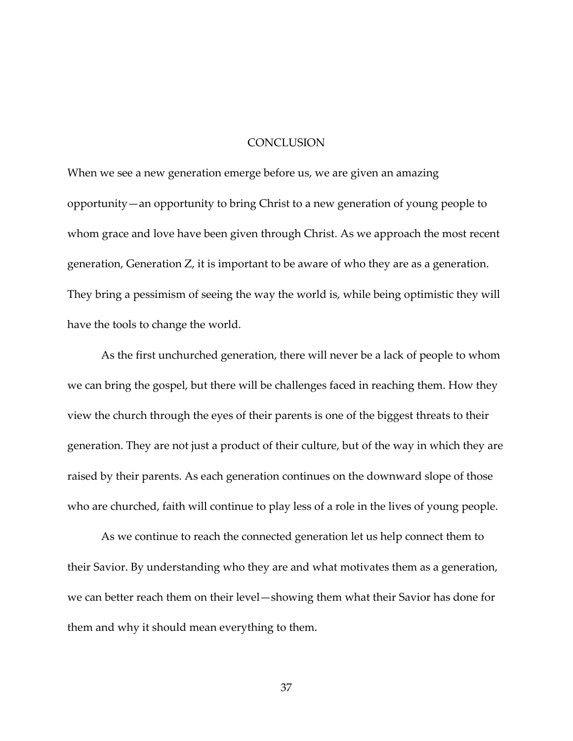# CONCLUSION

When we see a new generation emerge before us, we are given an amazing opportunity—an opportunity to bring Christ to a new generation of young people to whom grace and love have been given through Christ. As we approach the most recent generation, Generation Z, it is important to be aware of who they are as a generation. They bring a pessimism of seeing the way the world is, while being optimistic they will have the tools to change the world.

As the first unchurched generation, there will never be a lack of people to whom we can bring the gospel, but there will be challenges faced in reaching them. How they view the church through the eyes of their parents is one of the biggest threats to their generation. They are not just a product of their culture, but of the way in which they are raised by their parents. As each generation continues on the downward slope of those who are churched, faith will continue to play less of a role in the lives of young people.

As we continue to reach the connected generation let us help connect them to their Savior. By understanding who they are and what motivates them as a generation, we can better reach them on their level—showing them what their Savior has done for them and why it should mean everything to them.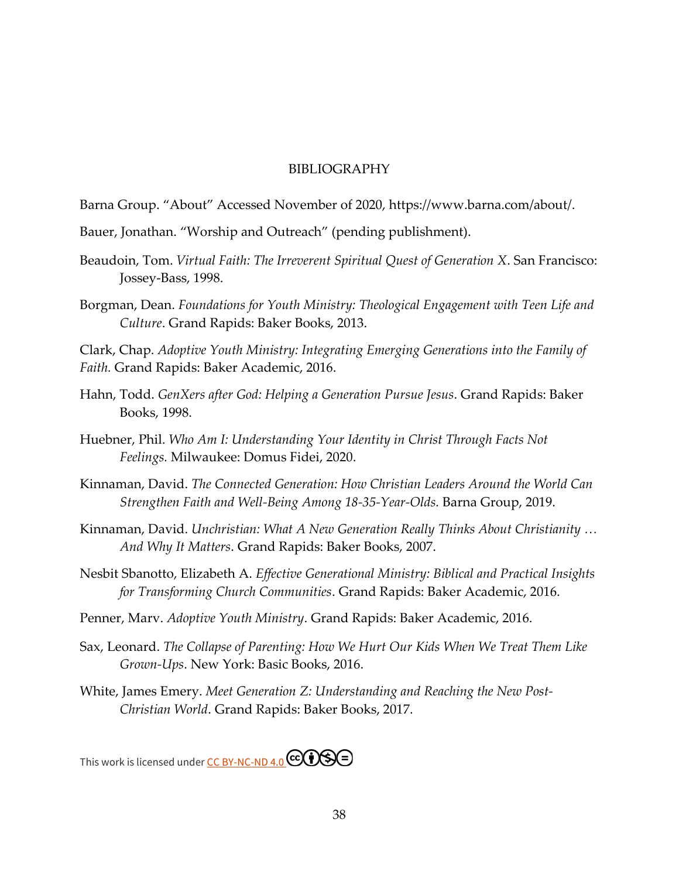# BIBLIOGRAPHY

Barna Group. "About" Accessed November of 2020, https://www.barna.com/about/.

Bauer, Jonathan. "Worship and Outreach" (pending publishment).

Beaudoin, Tom. *Virtual Faith: The Irreverent Spiritual Quest of Generation X*. San Francisco: Jossey-Bass, 1998.

Borgman, Dean. *Foundations for Youth Ministry: Theological Engagement with Teen Life and Culture*. Grand Rapids: Baker Books, 2013.

Clark, Chap. *Adoptive Youth Ministry: Integrating Emerging Generations into the Family of Faith.* Grand Rapids: Baker Academic, 2016.

Hahn, Todd. *GenXers after God: Helping a Generation Pursue Jesus*. Grand Rapids: Baker Books, 1998.

Huebner, Phil. *Who Am I: Understanding Your Identity in Christ Through Facts Not Feelings.* Milwaukee: Domus Fidei, 2020.

Kinnaman, David. *The Connected Generation: How Christian Leaders Around the World Can Strengthen Faith and Well-Being Among 18-35-Year-Olds.* Barna Group, 2019.

Kinnaman, David. *Unchristian: What A New Generation Really Thinks About Christianity … And Why It Matters*. Grand Rapids: Baker Books, 2007.

Nesbit Sbanotto, Elizabeth A. *Effective Generational Ministry: Biblical and Practical Insights for Transforming Church Communities*. Grand Rapids: Baker Academic, 2016.

Penner, Marv. *Adoptive Youth Ministry*. Grand Rapids: Baker Academic, 2016.

Sax, Leonard. *The Collapse of Parenting: How We Hurt Our Kids When We Treat Them Like Grown-Ups*. New York: Basic Books, 2016.

White, James Emery. *Meet Generation Z: Understanding and Reaching the New Post-Christian World*. Grand Rapids: Baker Books, 2017.

This work is licensed under CC BY-NC-ND 4.0